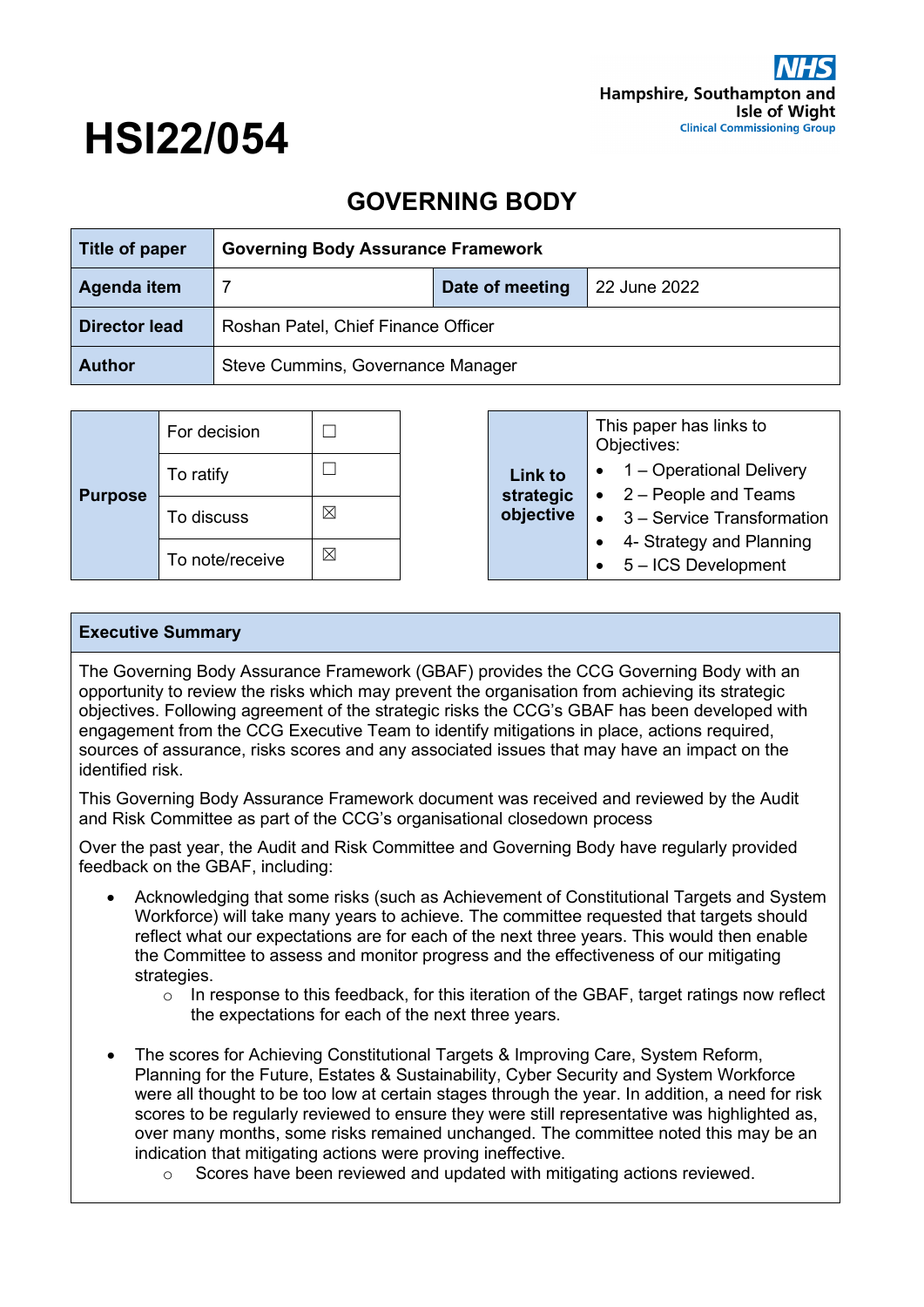# HSI22/054

Hampshire, Southampton and Isle of Wight
Clinical Commissioning Group

## GOVERNING BODY

| Title of paper | Governing Body Assurance Framework | | |
|---|---|---|---|
| Agenda item | 7 | Date of meeting | 22 June 2022 |
| Director lead | Roshan Patel, Chief Finance Officer | | |
| Author | Steve Cummins, Governance Manager | | |

| Purpose | | |
|---|---|---|
| | For decision | ☐ |
| | To ratify | ☐ |
| | To discuss | ☒ |
| | To note/receive | ☒ |

| Link to strategic objective | This paper has links to Objectives: |
|---|---|
| | • 1 – Operational Delivery<br>• 2 – People and Teams<br>• 3 – Service Transformation<br>• 4- Strategy and Planning<br>• 5 – ICS Development |

### Executive Summary

The Governing Body Assurance Framework (GBAF) provides the CCG Governing Body with an opportunity to review the risks which may prevent the organisation from achieving its strategic objectives. Following agreement of the strategic risks the CCG's GBAF has been developed with engagement from the CCG Executive Team to identify mitigations in place, actions required, sources of assurance, risks scores and any associated issues that may have an impact on the identified risk.

This Governing Body Assurance Framework document was received and reviewed by the Audit and Risk Committee as part of the CCG's organisational closedown process

Over the past year, the Audit and Risk Committee and Governing Body have regularly provided feedback on the GBAF, including:

- Acknowledging that some risks (such as Achievement of Constitutional Targets and System Workforce) will take many years to achieve. The committee requested that targets should reflect what our expectations are for each of the next three years. This would then enable the Committee to assess and monitor progress and the effectiveness of our mitigating strategies.
  - In response to this feedback, for this iteration of the GBAF, target ratings now reflect the expectations for each of the next three years.
- The scores for Achieving Constitutional Targets & Improving Care, System Reform, Planning for the Future, Estates & Sustainability, Cyber Security and System Workforce were all thought to be too low at certain stages through the year. In addition, a need for risk scores to be regularly reviewed to ensure they were still representative was highlighted as, over many months, some risks remained unchanged. The committee noted this may be an indication that mitigating actions were proving ineffective.
  - Scores have been reviewed and updated with mitigating actions reviewed.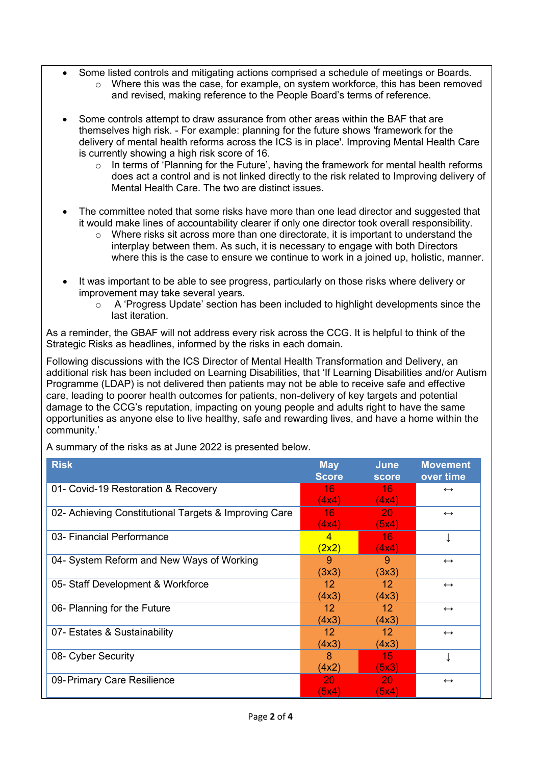- Some listed controls and mitigating actions comprised a schedule of meetings or Boards.
  - Where this was the case, for example, on system workforce, this has been removed and revised, making reference to the People Board's terms of reference.

- Some controls attempt to draw assurance from other areas within the BAF that are themselves high risk. - For example: planning for the future shows 'framework for the delivery of mental health reforms across the ICS is in place'. Improving Mental Health Care is currently showing a high risk score of 16.
  - In terms of 'Planning for the Future', having the framework for mental health reforms does act a control and is not linked directly to the risk related to Improving delivery of Mental Health Care. The two are distinct issues.

- The committee noted that some risks have more than one lead director and suggested that it would make lines of accountability clearer if only one director took overall responsibility.
  - Where risks sit across more than one directorate, it is important to understand the interplay between them. As such, it is necessary to engage with both Directors where this is the case to ensure we continue to work in a joined up, holistic, manner.

- It was important to be able to see progress, particularly on those risks where delivery or improvement may take several years.
  - A 'Progress Update' section has been included to highlight developments since the last iteration.

As a reminder, the GBAF will not address every risk across the CCG. It is helpful to think of the Strategic Risks as headlines, informed by the risks in each domain.

Following discussions with the ICS Director of Mental Health Transformation and Delivery, an additional risk has been included on Learning Disabilities, that 'If Learning Disabilities and/or Autism Programme (LDAP) is not delivered then patients may not be able to receive safe and effective care, leading to poorer health outcomes for patients, non-delivery of key targets and potential damage to the CCG's reputation, impacting on young people and adults right to have the same opportunities as anyone else to live healthy, safe and rewarding lives, and have a home within the community.'

A summary of the risks as at June 2022 is presented below.

| Risk | May Score | June score | Movement over time |
|---|---|---|---|
| 01- Covid-19 Restoration & Recovery | 16 (4x4) | 16 (4x4) | ↔ |
| 02- Achieving Constitutional Targets & Improving Care | 16 (4x4) | 20 (5x4) | ↔ |
| 03- Financial Performance | 4 (2x2) | 16 (4x4) | ↓ |
| 04- System Reform and New Ways of Working | 9 (3x3) | 9 (3x3) | ↔ |
| 05- Staff Development & Workforce | 12 (4x3) | 12 (4x3) | ↔ |
| 06- Planning for the Future | 12 (4x3) | 12 (4x3) | ↔ |
| 07- Estates & Sustainability | 12 (4x3) | 12 (4x3) | ↔ |
| 08- Cyber Security | 8 (4x2) | 15 (5x3) | ↓ |
| 09-Primary Care Resilience | 20 (5x4) | 20 (5x4) | ↔ |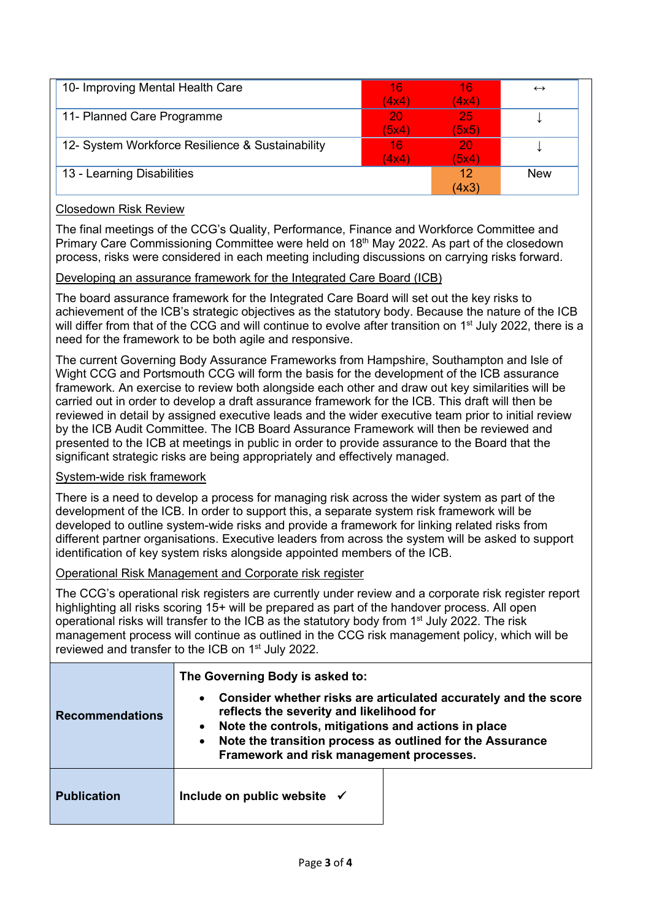| | | | |
|---|---|---|---|
| 10- Improving Mental Health Care | 16 (4x4) | 16 (4x4) | ↔ |
| 11- Planned Care Programme | 20 (5x4) | 25 (5x5) | ↓ |
| 12- System Workforce Resilience & Sustainability | 16 (4x4) | 20 (5x4) | ↓ |
| 13 - Learning Disabilities | | 12 (4x3) | New |

Closedown Risk Review

The final meetings of the CCG's Quality, Performance, Finance and Workforce Committee and Primary Care Commissioning Committee were held on 18th May 2022. As part of the closedown process, risks were considered in each meeting including discussions on carrying risks forward.

Developing an assurance framework for the Integrated Care Board (ICB)

The board assurance framework for the Integrated Care Board will set out the key risks to achievement of the ICB's strategic objectives as the statutory body. Because the nature of the ICB will differ from that of the CCG and will continue to evolve after transition on 1st July 2022, there is a need for the framework to be both agile and responsive.

The current Governing Body Assurance Frameworks from Hampshire, Southampton and Isle of Wight CCG and Portsmouth CCG will form the basis for the development of the ICB assurance framework. An exercise to review both alongside each other and draw out key similarities will be carried out in order to develop a draft assurance framework for the ICB. This draft will then be reviewed in detail by assigned executive leads and the wider executive team prior to initial review by the ICB Audit Committee. The ICB Board Assurance Framework will then be reviewed and presented to the ICB at meetings in public in order to provide assurance to the Board that the significant strategic risks are being appropriately and effectively managed.

System-wide risk framework

There is a need to develop a process for managing risk across the wider system as part of the development of the ICB. In order to support this, a separate system risk framework will be developed to outline system-wide risks and provide a framework for linking related risks from different partner organisations. Executive leaders from across the system will be asked to support identification of key system risks alongside appointed members of the ICB.

Operational Risk Management and Corporate risk register

The CCG's operational risk registers are currently under review and a corporate risk register report highlighting all risks scoring 15+ will be prepared as part of the handover process. All open operational risks will transfer to the ICB as the statutory body from 1st July 2022. The risk management process will continue as outlined in the CCG risk management policy, which will be reviewed and transfer to the ICB on 1st July 2022.

| | |
|---|---|
| **Recommendations** | **The Governing Body is asked to:**<br>• **Consider whether risks are articulated accurately and the score reflects the severity and likelihood for**<br>• **Note the controls, mitigations and actions in place**<br>• **Note the transition process as outlined for the Assurance Framework and risk management processes.** |
| **Publication** | **Include on public website** ✓ |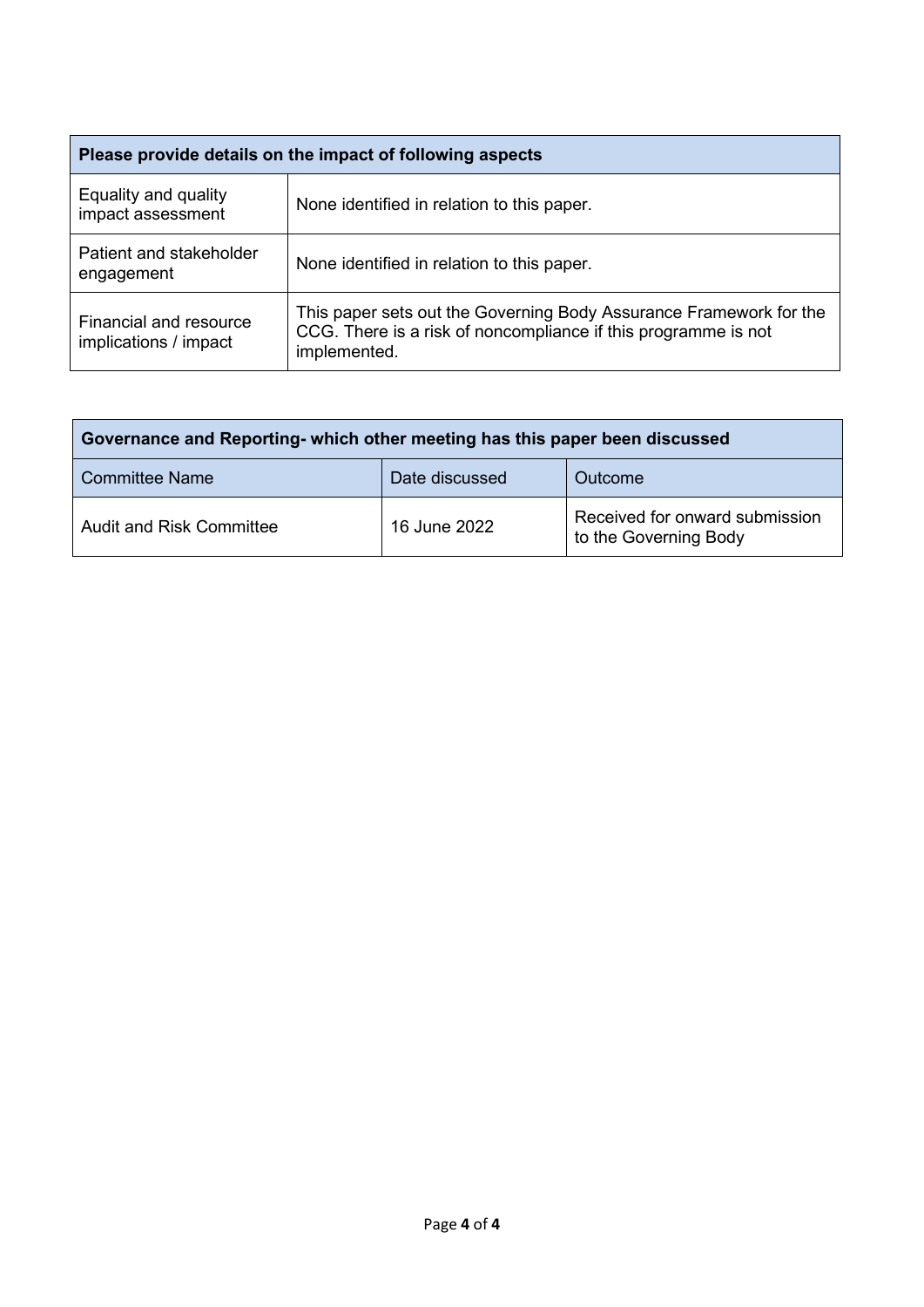| Please provide details on the impact of following aspects | |
|---|---|
| Equality and quality impact assessment | None identified in relation to this paper. |
| Patient and stakeholder engagement | None identified in relation to this paper. |
| Financial and resource implications / impact | This paper sets out the Governing Body Assurance Framework for the CCG. There is a risk of noncompliance if this programme is not implemented. |

| Governance and Reporting- which other meeting has this paper been discussed | | |
|---|---|---|
| Committee Name | Date discussed | Outcome |
| Audit and Risk Committee | 16 June 2022 | Received for onward submission to the Governing Body |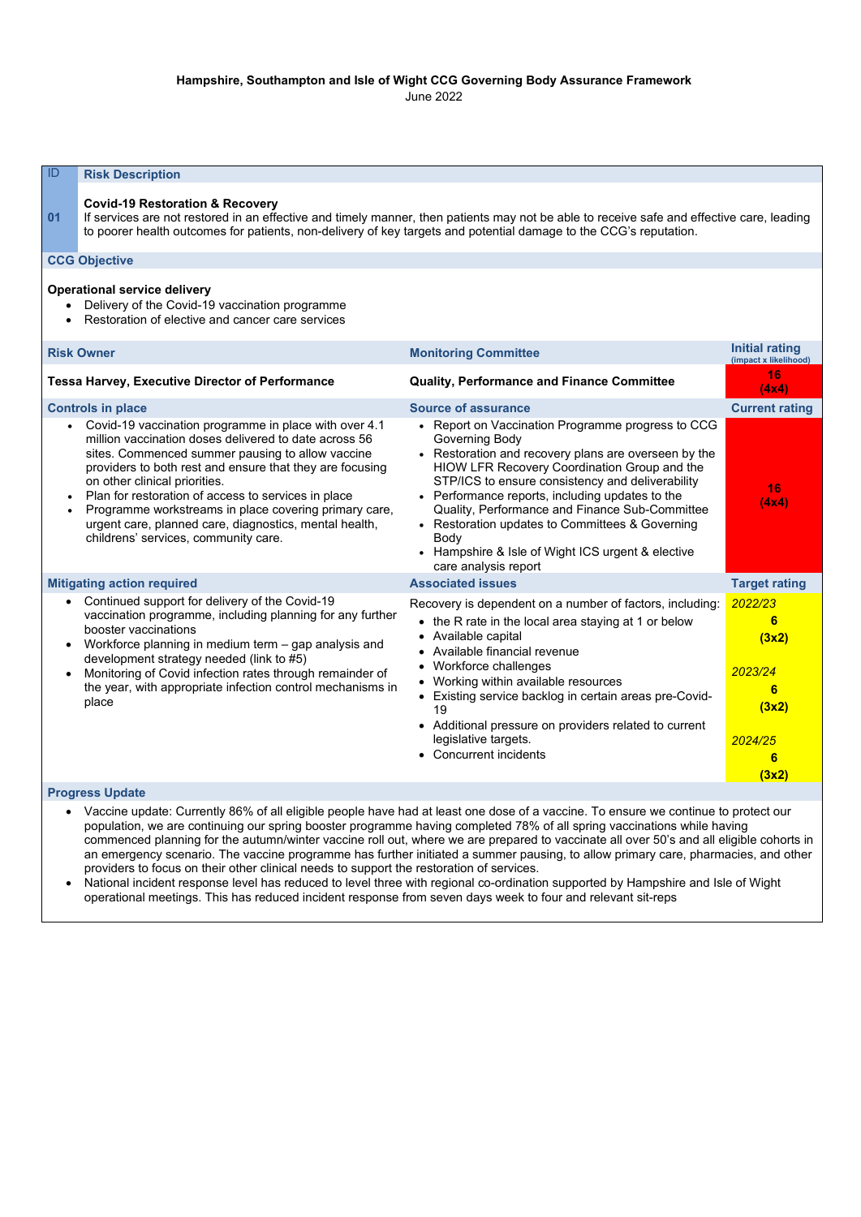**Hampshire, Southampton and Isle of Wight CCG Governing Body Assurance Framework**
June 2022

| ID | Risk Description | | |
|---|---|---|---|
| 01 | **Covid-19 Restoration & Recovery**<br>If services are not restored in an effective and timely manner, then patients may not be able to receive safe and effective care, leading to poorer health outcomes for patients, non-delivery of key targets and potential damage to the CCG's reputation. | | |

**CCG Objective**

**Operational service delivery**
- Delivery of the Covid-19 vaccination programme
- Restoration of elective and cancer care services

| Risk Owner | Monitoring Committee | Initial rating (impact x likelihood) |
|---|---|---|
| **Tessa Harvey, Executive Director of Performance** | **Quality, Performance and Finance Committee** | **16 (4x4)** |
| **Controls in place** | **Source of assurance** | **Current rating** |
| • Covid-19 vaccination programme in place with over 4.1 million vaccination doses delivered to date across 56 sites. Commenced summer pausing to allow vaccine providers to both rest and ensure that they are focusing on other clinical priorities.<br>• Plan for restoration of access to services in place<br>• Programme workstreams in place covering primary care, urgent care, planned care, diagnostics, mental health, childrens' services, community care. | • Report on Vaccination Programme progress to CCG Governing Body<br>• Restoration and recovery plans are overseen by the HIOW LFR Recovery Coordination Group and the STP/ICS to ensure consistency and deliverability<br>• Performance reports, including updates to the Quality, Performance and Finance Sub-Committee<br>• Restoration updates to Committees & Governing Body<br>• Hampshire & Isle of Wight ICS urgent & elective care analysis report | **16 (4x4)** |
| **Mitigating action required** | **Associated issues** | **Target rating** |
| • Continued support for delivery of the Covid-19 vaccination programme, including planning for any further booster vaccinations<br>• Workforce planning in medium term – gap analysis and development strategy needed (link to #5)<br>• Monitoring of Covid infection rates through remainder of the year, with appropriate infection control mechanisms in place | Recovery is dependent on a number of factors, including:<br>• the R rate in the local area staying at 1 or below<br>• Available capital<br>• Available financial revenue<br>• Workforce challenges<br>• Working within available resources<br>• Existing service backlog in certain areas pre-Covid-19<br>• Additional pressure on providers related to current legislative targets.<br>• Concurrent incidents | *2022/23*<br>**6 (3x2)**<br><br>*2023/24*<br>**6 (3x2)**<br><br>*2024/25*<br>**6 (3x2)** |

**Progress Update**

- Vaccine update: Currently 86% of all eligible people have had at least one dose of a vaccine. To ensure we continue to protect our population, we are continuing our spring booster programme having completed 78% of all spring vaccinations while having commenced planning for the autumn/winter vaccine roll out, where we are prepared to vaccinate all over 50's and all eligible cohorts in an emergency scenario. The vaccine programme has further initiated a summer pausing, to allow primary care, pharmacies, and other providers to focus on their other clinical needs to support the restoration of services.
- National incident response level has reduced to level three with regional co-ordination supported by Hampshire and Isle of Wight operational meetings. This has reduced incident response from seven days week to four and relevant sit-reps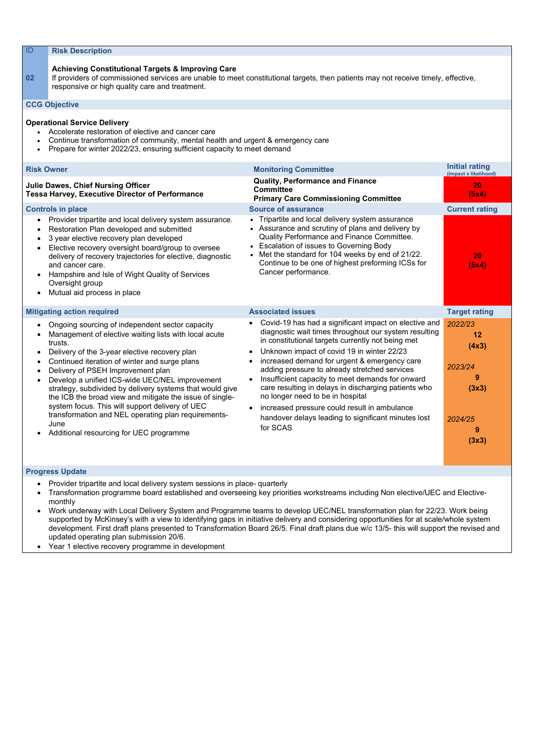| ID | Risk Description |
|---|---|
| 02 | **Achieving Constitutional Targets & Improving Care**<br>If providers of commissioned services are unable to meet constitutional targets, then patients may not receive timely, effective, responsive or high quality care and treatment. |

**CCG Objective**

**Operational Service Delivery**

- Accelerate restoration of elective and cancer care
- Continue transformation of community, mental health and urgent & emergency care
- Prepare for winter 2022/23, ensuring sufficient capacity to meet demand

| Risk Owner | Monitoring Committee | Initial rating (impact x likelihood) |
|---|---|---|
| **Julie Dawes, Chief Nursing Officer**<br>**Tessa Harvey, Executive Director of Performance** | **Quality, Performance and Finance Committee**<br>**Primary Care Commissioning Committee** | **20 (5x4)** |
| **Controls in place** | **Source of assurance** | **Current rating** |
| • Provider tripartite and local delivery system assurance.<br>• Restoration Plan developed and submitted<br>• 3 year elective recovery plan developed<br>• Elective recovery oversight board/group to oversee delivery of recovery trajectories for elective, diagnostic and cancer care.<br>• Hampshire and Isle of Wight Quality of Services Oversight group<br>• Mutual aid process in place | • Tripartite and local delivery system assurance<br>• Assurance and scrutiny of plans and delivery by Quality Performance and Finance Committee.<br>• Escalation of issues to Governing Body<br>• Met the standard for 104 weeks by end of 21/22. Continue to be one of highest preforming ICSs for Cancer performance. | **20 (5x4)** |
| **Mitigating action required** | **Associated issues** | **Target rating** |
| • Ongoing sourcing of independent sector capacity<br>• Management of elective waiting lists with local acute trusts.<br>• Delivery of the 3-year elective recovery plan<br>• Continued iteration of winter and surge plans<br>• Delivery of PSEH Improvement plan<br>• Develop a unified ICS-wide UEC/NEL improvement strategy, subdivided by delivery systems that would give the ICB the broad view and mitigate the issue of single-system focus. This will support delivery of UEC transformation and NEL operating plan requirements- June<br>• Additional resourcing for UEC programme | • Covid-19 has had a significant impact on elective and diagnostic wait times throughout our system resulting in constitutional targets currently not being met<br>• Unknown impact of covid 19 in winter 22/23<br>• increased demand for urgent & emergency care adding pressure to already stretched services<br>• Insufficient capacity to meet demands for onward care resulting in delays in discharging patients who no longer need to be in hospital<br>• increased pressure could result in ambulance handover delays leading to significant minutes lost for SCAS | *2022/23*<br>**12 (4x3)**<br><br>*2023/24*<br>**9 (3x3)**<br><br>*2024/25*<br>**9 (3x3)** |

**Progress Update**

- Provider tripartite and local delivery system sessions in place- quarterly
- Transformation programme board established and overseeing key priorities workstreams including Non elective/UEC and Elective-monthly
- Work underway with Local Delivery System and Programme teams to develop UEC/NEL transformation plan for 22/23. Work being supported by McKinsey's with a view to identifying gaps in initiative delivery and considering opportunities for at scale/whole system development. First draft plans presented to Transformation Board 26/5. Final draft plans due w/c 13/5- this will support the revised and updated operating plan submission 20/6.
- Year 1 elective recovery programme in development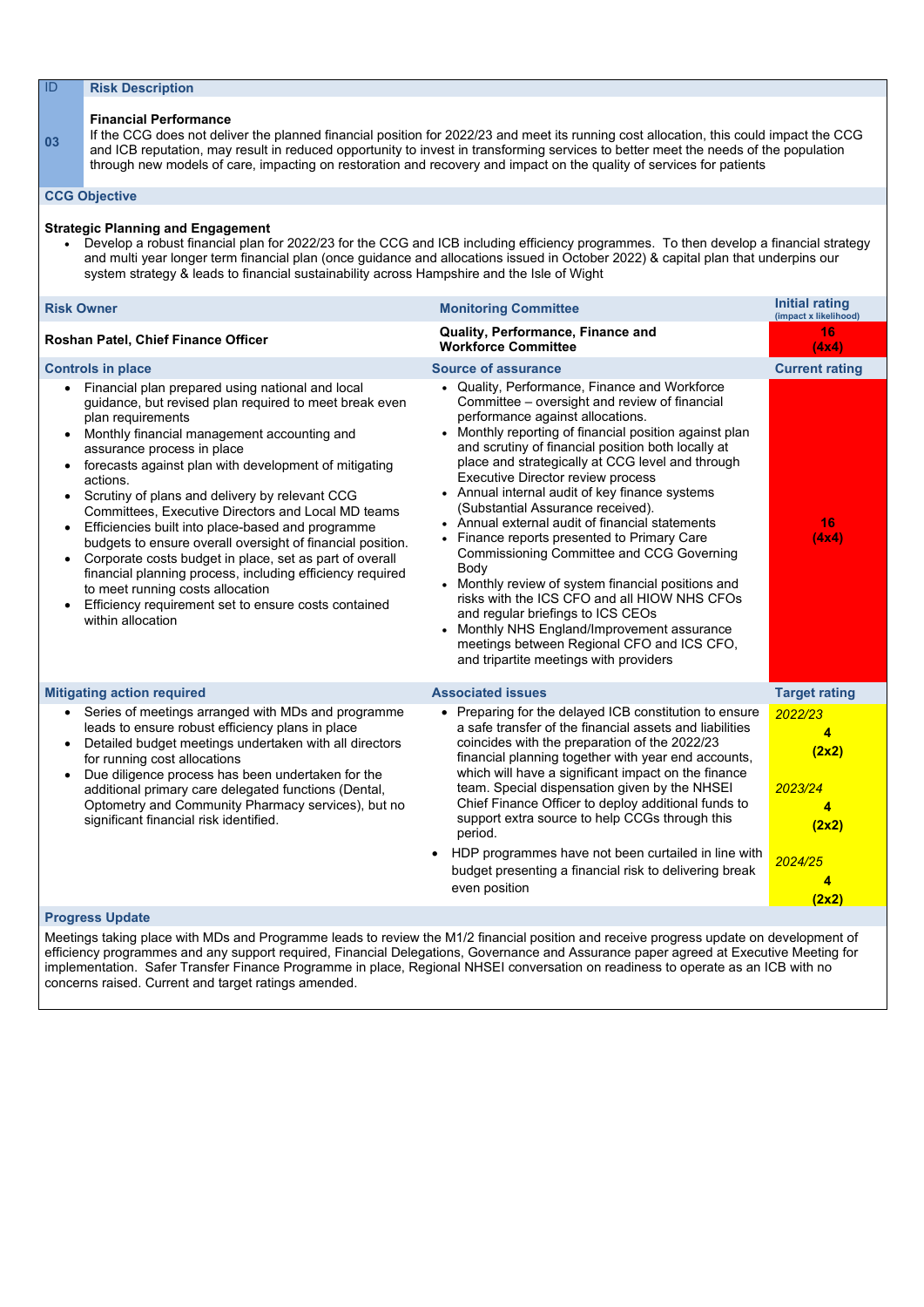| ID | Risk Description |
|---|---|
| 03 | **Financial Performance**<br>If the CCG does not deliver the planned financial position for 2022/23 and meet its running cost allocation, this could impact the CCG and ICB reputation, may result in reduced opportunity to invest in transforming services to better meet the needs of the population through new models of care, impacting on restoration and recovery and impact on the quality of services for patients |

**CCG Objective**

**Strategic Planning and Engagement**

- Develop a robust financial plan for 2022/23 for the CCG and ICB including efficiency programmes. To then develop a financial strategy and multi year longer term financial plan (once guidance and allocations issued in October 2022) & capital plan that underpins our system strategy & leads to financial sustainability across Hampshire and the Isle of Wight

| Risk Owner | Monitoring Committee | Initial rating (impact x likelihood) |
|---|---|---|
| **Roshan Patel, Chief Finance Officer** | **Quality, Performance, Finance and Workforce Committee** | **16 (4x4)** |
| **Controls in place** | **Source of assurance** | **Current rating** |
| • Financial plan prepared using national and local guidance, but revised plan required to meet break even plan requirements<br>• Monthly financial management accounting and assurance process in place<br>• forecasts against plan with development of mitigating actions.<br>• Scrutiny of plans and delivery by relevant CCG Committees, Executive Directors and Local MD teams<br>• Efficiencies built into place-based and programme budgets to ensure overall oversight of financial position.<br>• Corporate costs budget in place, set as part of overall financial planning process, including efficiency required to meet running costs allocation<br>• Efficiency requirement set to ensure costs contained within allocation | • Quality, Performance, Finance and Workforce Committee – oversight and review of financial performance against allocations.<br>• Monthly reporting of financial position against plan and scrutiny of financial position both locally at place and strategically at CCG level and through Executive Director review process<br>• Annual internal audit of key finance systems (Substantial Assurance received).<br>• Annual external audit of financial statements<br>• Finance reports presented to Primary Care Commissioning Committee and CCG Governing Body<br>• Monthly review of system financial positions and risks with the ICS CFO and all HIOW NHS CFOs and regular briefings to ICS CEOs<br>• Monthly NHS England/Improvement assurance meetings between Regional CFO and ICS CFO, and tripartite meetings with providers | **16 (4x4)** |
| **Mitigating action required** | **Associated issues** | **Target rating** |
| • Series of meetings arranged with MDs and programme leads to ensure robust efficiency plans in place<br>• Detailed budget meetings undertaken with all directors for running cost allocations<br>• Due diligence process has been undertaken for the additional primary care delegated functions (Dental, Optometry and Community Pharmacy services), but no significant financial risk identified. | • Preparing for the delayed ICB constitution to ensure a safe transfer of the financial assets and liabilities coincides with the preparation of the 2022/23 financial planning together with year end accounts, which will have a significant impact on the finance team. Special dispensation given by the NHSEI Chief Finance Officer to deploy additional funds to support extra source to help CCGs through this period.<br>• HDP programmes have not been curtailed in line with budget presenting a financial risk to delivering break even position | *2022/23* **4 (2x2)**<br>*2023/24* **4 (2x2)**<br>*2024/25* **4 (2x2)** |

**Progress Update**

Meetings taking place with MDs and Programme leads to review the M1/2 financial position and receive progress update on development of efficiency programmes and any support required, Financial Delegations, Governance and Assurance paper agreed at Executive Meeting for implementation. Safer Transfer Finance Programme in place, Regional NHSEI conversation on readiness to operate as an ICB with no concerns raised. Current and target ratings amended.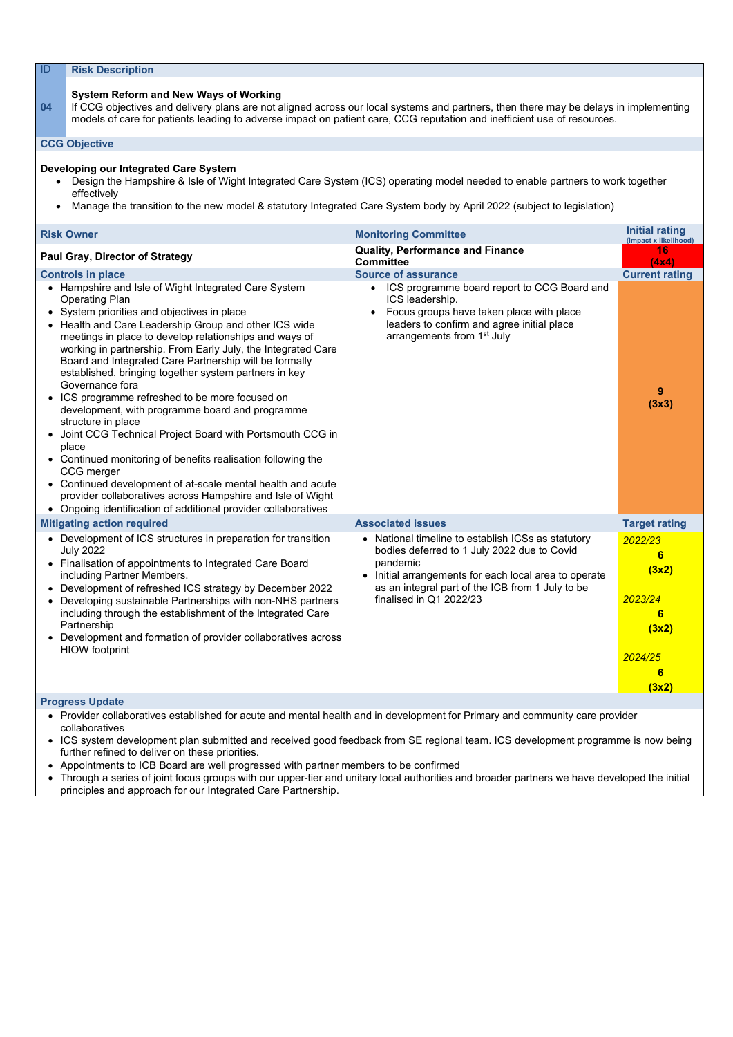| ID | Risk Description |
|---|---|
| 04 | **System Reform and New Ways of Working**<br>If CCG objectives and delivery plans are not aligned across our local systems and partners, then there may be delays in implementing models of care for patients leading to adverse impact on patient care, CCG reputation and inefficient use of resources. |

**CCG Objective**

**Developing our Integrated Care System**

- Design the Hampshire & Isle of Wight Integrated Care System (ICS) operating model needed to enable partners to work together effectively
- Manage the transition to the new model & statutory Integrated Care System body by April 2022 (subject to legislation)

| Risk Owner | Monitoring Committee | Initial rating (impact x likelihood) |
|---|---|---|
| **Paul Gray, Director of Strategy** | **Quality, Performance and Finance Committee** | **16 (4x4)** |
| **Controls in place** | **Source of assurance** | **Current rating** |
| • Hampshire and Isle of Wight Integrated Care System Operating Plan<br>• System priorities and objectives in place<br>• Health and Care Leadership Group and other ICS wide meetings in place to develop relationships and ways of working in partnership. From Early July, the Integrated Care Board and Integrated Care Partnership will be formally established, bringing together system partners in key Governance fora<br>• ICS programme refreshed to be more focused on development, with programme board and programme structure in place<br>• Joint CCG Technical Project Board with Portsmouth CCG in place<br>• Continued monitoring of benefits realisation following the CCG merger<br>• Continued development of at-scale mental health and acute provider collaboratives across Hampshire and Isle of Wight<br>• Ongoing identification of additional provider collaboratives | • ICS programme board report to CCG Board and ICS leadership.<br>• Focus groups have taken place with place leaders to confirm and agree initial place arrangements from 1st July | **9 (3x3)** |
| **Mitigating action required** | **Associated issues** | **Target rating** |
| • Development of ICS structures in preparation for transition July 2022<br>• Finalisation of appointments to Integrated Care Board including Partner Members.<br>• Development of refreshed ICS strategy by December 2022<br>• Developing sustainable Partnerships with non-NHS partners including through the establishment of the Integrated Care Partnership<br>• Development and formation of provider collaboratives across HIOW footprint | • National timeline to establish ICSs as statutory bodies deferred to 1 July 2022 due to Covid pandemic<br>• Initial arrangements for each local area to operate as an integral part of the ICB from 1 July to be finalised in Q1 2022/23 | *2022/23*<br>**6 (3x2)**<br><br>*2023/24*<br>**6 (3x2)**<br><br>*2024/25*<br>**6 (3x2)** |

**Progress Update**

- Provider collaboratives established for acute and mental health and in development for Primary and community care provider collaboratives
- ICS system development plan submitted and received good feedback from SE regional team. ICS development programme is now being further refined to deliver on these priorities.
- Appointments to ICB Board are well progressed with partner members to be confirmed
- Through a series of joint focus groups with our upper-tier and unitary local authorities and broader partners we have developed the initial principles and approach for our Integrated Care Partnership.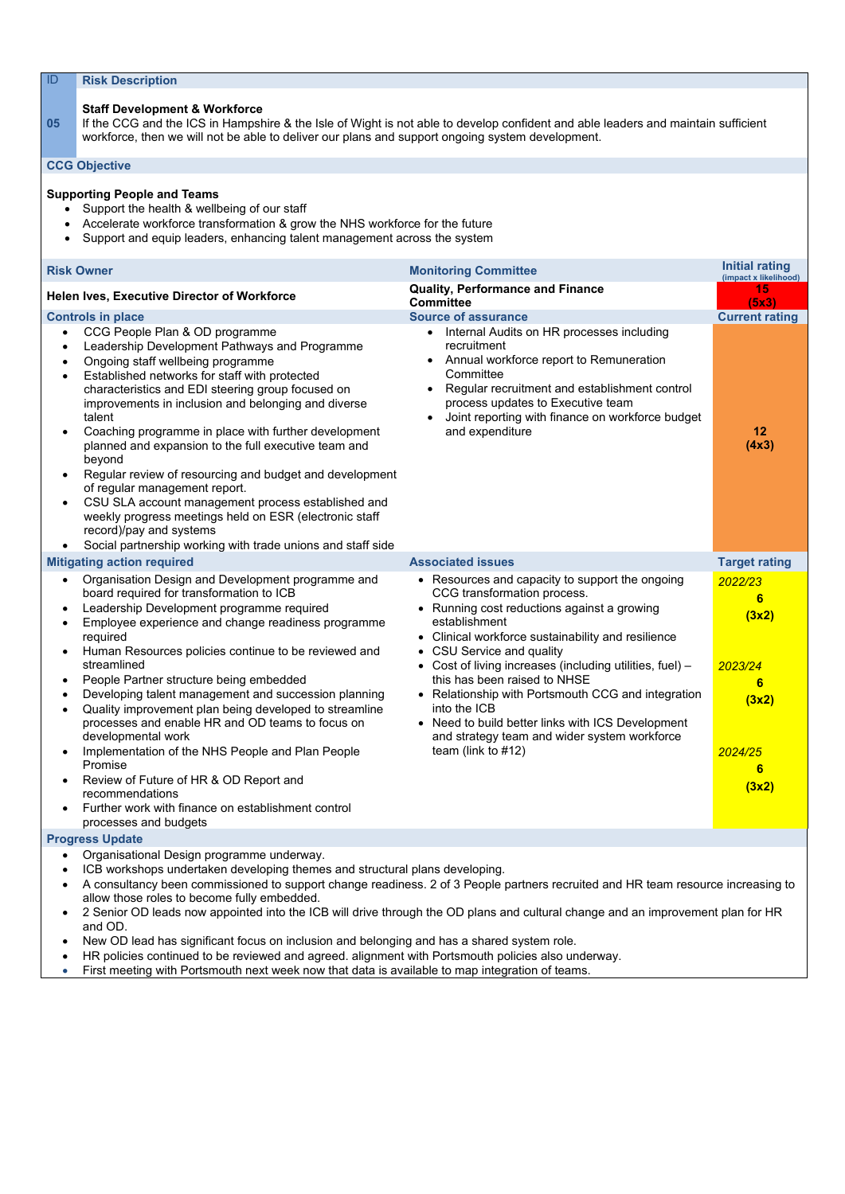| ID | Risk Description |
|---|---|
| 05 | **Staff Development & Workforce**<br>If the CCG and the ICS in Hampshire & the Isle of Wight is not able to develop confident and able leaders and maintain sufficient workforce, then we will not be able to deliver our plans and support ongoing system development. |

**CCG Objective**

**Supporting People and Teams**

- Support the health & wellbeing of our staff
- Accelerate workforce transformation & grow the NHS workforce for the future
- Support and equip leaders, enhancing talent management across the system

| Risk Owner | Monitoring Committee | Initial rating (impact x likelihood) |
|---|---|---|
| **Helen Ives, Executive Director of Workforce** | **Quality, Performance and Finance Committee** | **15 (5x3)** |
| **Controls in place** | **Source of assurance** | **Current rating** |
| • CCG People Plan & OD programme<br>• Leadership Development Pathways and Programme<br>• Ongoing staff wellbeing programme<br>• Established networks for staff with protected characteristics and EDI steering group focused on improvements in inclusion and belonging and diverse talent<br>• Coaching programme in place with further development planned and expansion to the full executive team and beyond<br>• Regular review of resourcing and budget and development of regular management report.<br>• CSU SLA account management process established and weekly progress meetings held on ESR (electronic staff record)/pay and systems<br>• Social partnership working with trade unions and staff side | • Internal Audits on HR processes including recruitment<br>• Annual workforce report to Remuneration Committee<br>• Regular recruitment and establishment control process updates to Executive team<br>• Joint reporting with finance on workforce budget and expenditure | **12 (4x3)** |
| **Mitigating action required** | **Associated issues** | **Target rating** |
| • Organisation Design and Development programme and board required for transformation to ICB<br>• Leadership Development programme required<br>• Employee experience and change readiness programme required<br>• Human Resources policies continue to be reviewed and streamlined<br>• People Partner structure being embedded<br>• Developing talent management and succession planning<br>• Quality improvement plan being developed to streamline processes and enable HR and OD teams to focus on developmental work<br>• Implementation of the NHS People and Plan People Promise<br>• Review of Future of HR & OD Report and recommendations<br>• Further work with finance on establishment control processes and budgets | • Resources and capacity to support the ongoing CCG transformation process.<br>• Running cost reductions against a growing establishment<br>• Clinical workforce sustainability and resilience<br>• CSU Service and quality<br>• Cost of living increases (including utilities, fuel) – this has been raised to NHSE<br>• Relationship with Portsmouth CCG and integration into the ICB<br>• Need to build better links with ICS Development and strategy team and wider system workforce team (link to #12) | *2022/23*<br>**6 (3x2)**<br><br>*2023/24*<br>**6 (3x2)**<br><br>*2024/25*<br>**6 (3x2)** |

**Progress Update**

- Organisational Design programme underway.
- ICB workshops undertaken developing themes and structural plans developing.
- A consultancy been commissioned to support change readiness. 2 of 3 People partners recruited and HR team resource increasing to allow those roles to become fully embedded.
- 2 Senior OD leads now appointed into the ICB will drive through the OD plans and cultural change and an improvement plan for HR and OD.
- New OD lead has significant focus on inclusion and belonging and has a shared system role.
- HR policies continued to be reviewed and agreed. alignment with Portsmouth policies also underway.
- First meeting with Portsmouth next week now that data is available to map integration of teams.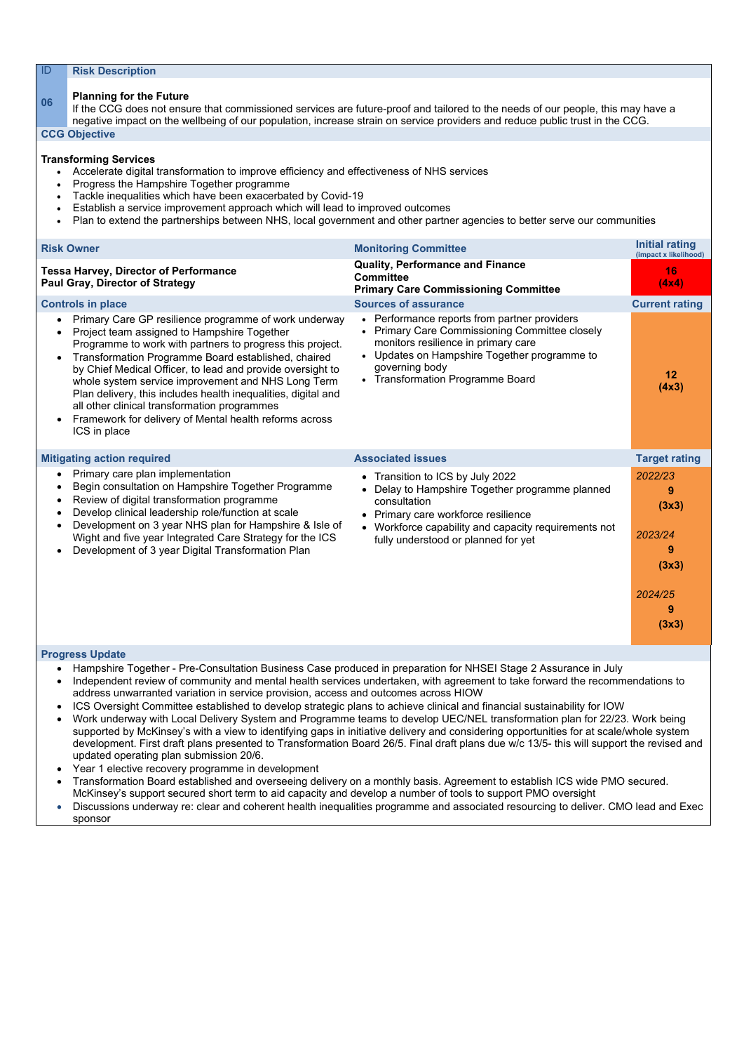| ID | Risk Description |
|---|---|
| 06 | **Planning for the Future**<br>If the CCG does not ensure that commissioned services are future-proof and tailored to the needs of our people, this may have a negative impact on the wellbeing of our population, increase strain on service providers and reduce public trust in the CCG. |

**CCG Objective**

**Transforming Services**

- Accelerate digital transformation to improve efficiency and effectiveness of NHS services
- Progress the Hampshire Together programme
- Tackle inequalities which have been exacerbated by Covid-19
- Establish a service improvement approach which will lead to improved outcomes
- Plan to extend the partnerships between NHS, local government and other partner agencies to better serve our communities

| Risk Owner | Monitoring Committee | Initial rating (impact x likelihood) |
|---|---|---|
| **Tessa Harvey, Director of Performance**<br>**Paul Gray, Director of Strategy** | **Quality, Performance and Finance Committee**<br>**Primary Care Commissioning Committee** | **16 (4x4)** |
| **Controls in place** | **Sources of assurance** | **Current rating** |
| • Primary Care GP resilience programme of work underway<br>• Project team assigned to Hampshire Together Programme to work with partners to progress this project.<br>• Transformation Programme Board established, chaired by Chief Medical Officer, to lead and provide oversight to whole system service improvement and NHS Long Term Plan delivery, this includes health inequalities, digital and all other clinical transformation programmes<br>• Framework for delivery of Mental health reforms across ICS in place | • Performance reports from partner providers<br>• Primary Care Commissioning Committee closely monitors resilience in primary care<br>• Updates on Hampshire Together programme to governing body<br>• Transformation Programme Board | **12 (4x3)** |
| **Mitigating action required** | **Associated issues** | **Target rating** |
| • Primary care plan implementation<br>• Begin consultation on Hampshire Together Programme<br>• Review of digital transformation programme<br>• Develop clinical leadership role/function at scale<br>• Development on 3 year NHS plan for Hampshire & Isle of Wight and five year Integrated Care Strategy for the ICS<br>• Development of 3 year Digital Transformation Plan | • Transition to ICS by July 2022<br>• Delay to Hampshire Together programme planned consultation<br>• Primary care workforce resilience<br>• Workforce capability and capacity requirements not fully understood or planned for yet | *2022/23*<br>**9 (3x3)**<br><br>*2023/24*<br>**9 (3x3)**<br><br>*2024/25*<br>**9 (3x3)** |

**Progress Update**

- Hampshire Together - Pre-Consultation Business Case produced in preparation for NHSEI Stage 2 Assurance in July
- Independent review of community and mental health services undertaken, with agreement to take forward the recommendations to address unwarranted variation in service provision, access and outcomes across HIOW
- ICS Oversight Committee established to develop strategic plans to achieve clinical and financial sustainability for IOW
- Work underway with Local Delivery System and Programme teams to develop UEC/NEL transformation plan for 22/23. Work being supported by McKinsey's with a view to identifying gaps in initiative delivery and considering opportunities for at scale/whole system development. First draft plans presented to Transformation Board 26/5. Final draft plans due w/c 13/5- this will support the revised and updated operating plan submission 20/6.
- Year 1 elective recovery programme in development
- Transformation Board established and overseeing delivery on a monthly basis. Agreement to establish ICS wide PMO secured. McKinsey's support secured short term to aid capacity and develop a number of tools to support PMO oversight
- Discussions underway re: clear and coherent health inequalities programme and associated resourcing to deliver. CMO lead and Exec sponsor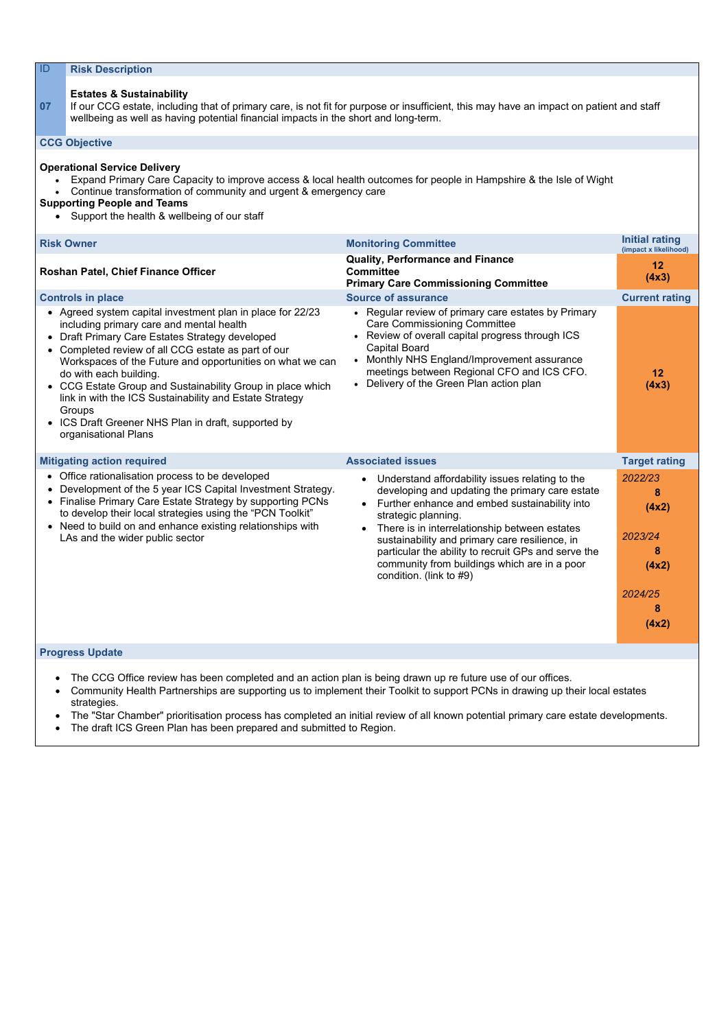| ID | Risk Description |
|---|---|
| 07 | **Estates & Sustainability**<br>If our CCG estate, including that of primary care, is not fit for purpose or insufficient, this may have an impact on patient and staff wellbeing as well as having potential financial impacts in the short and long-term. |

**CCG Objective**

**Operational Service Delivery**

- Expand Primary Care Capacity to improve access & local health outcomes for people in Hampshire & the Isle of Wight
- Continue transformation of community and urgent & emergency care

**Supporting People and Teams**

- Support the health & wellbeing of our staff

| Risk Owner | Monitoring Committee | Initial rating (impact x likelihood) |
|---|---|---|
| **Roshan Patel, Chief Finance Officer** | **Quality, Performance and Finance Committee**<br>**Primary Care Commissioning Committee** | **12 (4x3)** |

| Controls in place | Source of assurance | Current rating |
|---|---|---|
| • Agreed system capital investment plan in place for 22/23 including primary care and mental health<br>• Draft Primary Care Estates Strategy developed<br>• Completed review of all CCG estate as part of our Workspaces of the Future and opportunities on what we can do with each building.<br>• CCG Estate Group and Sustainability Group in place which link in with the ICS Sustainability and Estate Strategy Groups<br>• ICS Draft Greener NHS Plan in draft, supported by organisational Plans | • Regular review of primary care estates by Primary Care Commissioning Committee<br>• Review of overall capital progress through ICS Capital Board<br>• Monthly NHS England/Improvement assurance meetings between Regional CFO and ICS CFO.<br>• Delivery of the Green Plan action plan | **12 (4x3)** |

| Mitigating action required | Associated issues | Target rating |
|---|---|---|
| • Office rationalisation process to be developed<br>• Development of the 5 year ICS Capital Investment Strategy.<br>• Finalise Primary Care Estate Strategy by supporting PCNs to develop their local strategies using the "PCN Toolkit"<br>• Need to build on and enhance existing relationships with LAs and the wider public sector | • Understand affordability issues relating to the developing and updating the primary care estate<br>• Further enhance and embed sustainability into strategic planning.<br>• There is in interrelationship between estates sustainability and primary care resilience, in particular the ability to recruit GPs and serve the community from buildings which are in a poor condition. (link to #9) | *2022/23* **8 (4x2)**<br>*2023/24* **8 (4x2)**<br>*2024/25* **8 (4x2)** |

**Progress Update**

- The CCG Office review has been completed and an action plan is being drawn up re future use of our offices.
- Community Health Partnerships are supporting us to implement their Toolkit to support PCNs in drawing up their local estates strategies.
- The "Star Chamber" prioritisation process has completed an initial review of all known potential primary care estate developments.
- The draft ICS Green Plan has been prepared and submitted to Region.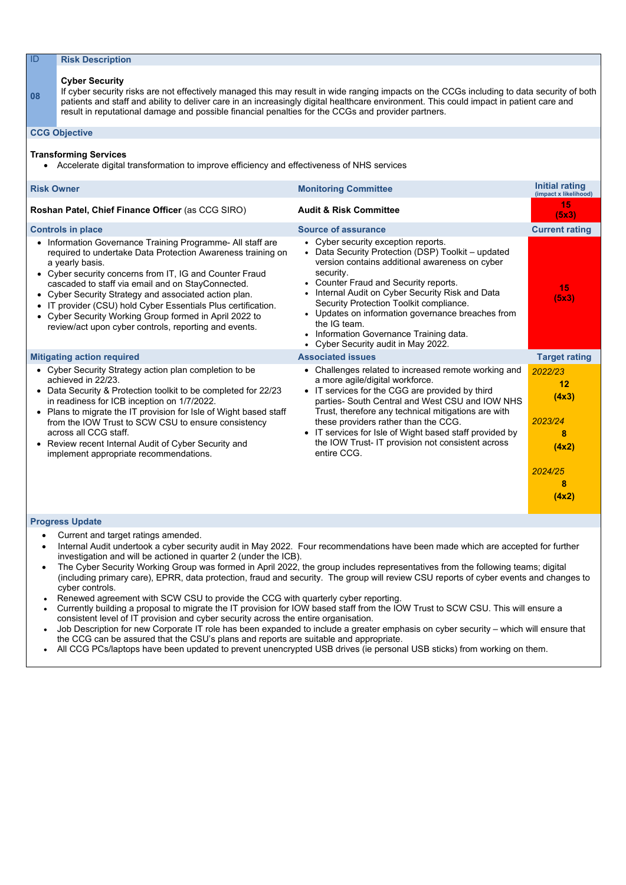| ID | Risk Description |
|---|---|
| 08 | **Cyber Security**<br>If cyber security risks are not effectively managed this may result in wide ranging impacts on the CCGs including to data security of both patients and staff and ability to deliver care in an increasingly digital healthcare environment. This could impact in patient care and result in reputational damage and possible financial penalties for the CCGs and provider partners. |

**CCG Objective**

**Transforming Services**

- Accelerate digital transformation to improve efficiency and effectiveness of NHS services

| Risk Owner | Monitoring Committee | Initial rating (impact x likelihood) |
|---|---|---|
| **Roshan Patel, Chief Finance Officer** (as CCG SIRO) | **Audit & Risk Committee** | **15 (5x3)** |
| **Controls in place** | **Source of assurance** | **Current rating** |
| • Information Governance Training Programme- All staff are required to undertake Data Protection Awareness training on a yearly basis.<br>• Cyber security concerns from IT, IG and Counter Fraud cascaded to staff via email and on StayConnected.<br>• Cyber Security Strategy and associated action plan.<br>• IT provider (CSU) hold Cyber Essentials Plus certification.<br>• Cyber Security Working Group formed in April 2022 to review/act upon cyber controls, reporting and events. | • Cyber security exception reports.<br>• Data Security Protection (DSP) Toolkit – updated version contains additional awareness on cyber security.<br>• Counter Fraud and Security reports.<br>• Internal Audit on Cyber Security Risk and Data Security Protection Toolkit compliance.<br>• Updates on information governance breaches from the IG team.<br>• Information Governance Training data.<br>• Cyber Security audit in May 2022. | **15 (5x3)** |
| **Mitigating action required** | **Associated issues** | **Target rating** |
| • Cyber Security Strategy action plan completion to be achieved in 22/23.<br>• Data Security & Protection toolkit to be completed for 22/23 in readiness for ICB inception on 1/7/2022.<br>• Plans to migrate the IT provision for Isle of Wight based staff from the IOW Trust to SCW CSU to ensure consistency across all CCG staff.<br>• Review recent Internal Audit of Cyber Security and implement appropriate recommendations. | • Challenges related to increased remote working and a more agile/digital workforce.<br>• IT services for the CGG are provided by third parties- South Central and West CSU and IOW NHS Trust, therefore any technical mitigations are with these providers rather than the CCG.<br>• IT services for Isle of Wight based staff provided by the IOW Trust- IT provision not consistent across entire CCG. | *2022/23*<br>**12 (4x3)**<br><br>*2023/24*<br>**8 (4x2)**<br><br>*2024/25*<br>**8 (4x2)** |

**Progress Update**

- Current and target ratings amended.
- Internal Audit undertook a cyber security audit in May 2022. Four recommendations have been made which are accepted for further investigation and will be actioned in quarter 2 (under the ICB).
- The Cyber Security Working Group was formed in April 2022, the group includes representatives from the following teams; digital (including primary care), EPRR, data protection, fraud and security. The group will review CSU reports of cyber events and changes to cyber controls.
- Renewed agreement with SCW CSU to provide the CCG with quarterly cyber reporting.
- Currently building a proposal to migrate the IT provision for IOW based staff from the IOW Trust to SCW CSU. This will ensure a consistent level of IT provision and cyber security across the entire organisation.
- Job Description for new Corporate IT role has been expanded to include a greater emphasis on cyber security – which will ensure that the CCG can be assured that the CSU's plans and reports are suitable and appropriate.
- All CCG PCs/laptops have been updated to prevent unencrypted USB drives (ie personal USB sticks) from working on them.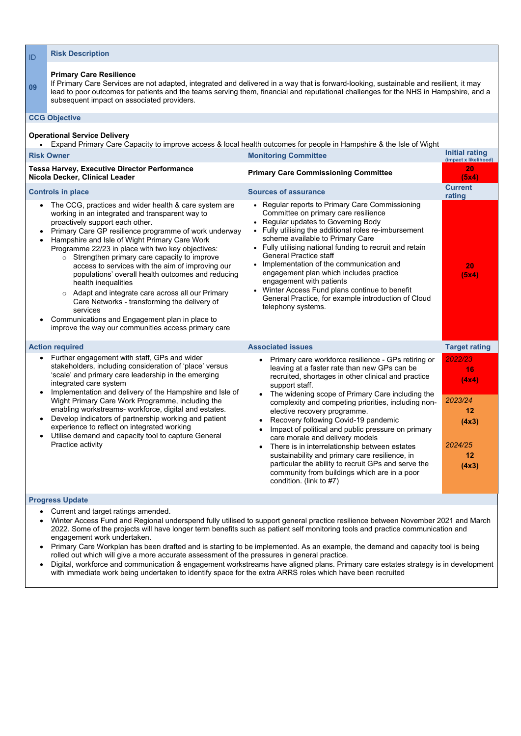| ID | Risk Description |
|---|---|
| 09 | **Primary Care Resilience**<br>If Primary Care Services are not adapted, integrated and delivered in a way that is forward-looking, sustainable and resilient, it may lead to poor outcomes for patients and the teams serving them, financial and reputational challenges for the NHS in Hampshire, and a subsequent impact on associated providers. |

**CCG Objective**

**Operational Service Delivery**

- Expand Primary Care Capacity to improve access & local health outcomes for people in Hampshire & the Isle of Wight

| Risk Owner | Monitoring Committee | Initial rating (impact x likelihood) |
|---|---|---|
| **Tessa Harvey, Executive Director Performance**<br>**Nicola Decker, Clinical Leader** | **Primary Care Commissioning Committee** | **20 (5x4)** |

| Controls in place | Sources of assurance | Current rating |
|---|---|---|
| • The CCG, practices and wider health & care system are working in an integrated and transparent way to proactively support each other.<br>• Primary Care GP resilience programme of work underway<br>• Hampshire and Isle of Wight Primary Care Work Programme 22/23 in place with two key objectives:<br>&nbsp;&nbsp;○ Strengthen primary care capacity to improve access to services with the aim of improving our populations' overall health outcomes and reducing health inequalities<br>&nbsp;&nbsp;○ Adapt and integrate care across all our Primary Care Networks - transforming the delivery of services<br>• Communications and Engagement plan in place to improve the way our communities access primary care | • Regular reports to Primary Care Commissioning Committee on primary care resilience<br>• Regular updates to Governing Body<br>• Fully utilising the additional roles re-imbursement scheme available to Primary Care<br>• Fully utilising national funding to recruit and retain General Practice staff<br>• Implementation of the communication and engagement plan which includes practice engagement with patients<br>• Winter Access Fund plans continue to benefit General Practice, for example introduction of Cloud telephony systems. | **20 (5x4)** |

| Action required | Associated issues | Target rating |
|---|---|---|
| • Further engagement with staff, GPs and wider stakeholders, including consideration of 'place' versus 'scale' and primary care leadership in the emerging integrated care system<br>• Implementation and delivery of the Hampshire and Isle of Wight Primary Care Work Programme, including the enabling workstreams- workforce, digital and estates.<br>• Develop indicators of partnership working and patient experience to reflect on integrated working<br>• Utilise demand and capacity tool to capture General Practice activity | • Primary care workforce resilience - GPs retiring or leaving at a faster rate than new GPs can be recruited, shortages in other clinical and practice support staff.<br>• The widening scope of Primary Care including the complexity and competing priorities, including non-elective recovery programme.<br>• Recovery following Covid-19 pandemic<br>• Impact of political and public pressure on primary care morale and delivery models<br>• There is in interrelationship between estates sustainability and primary care resilience, in particular the ability to recruit GPs and serve the community from buildings which are in a poor condition. (link to #7) | *2022/23* **16 (4x4)**<br><br>*2023/24* **12 (4x3)**<br><br>*2024/25* **12 (4x3)** |

**Progress Update**

- Current and target ratings amended.
- Winter Access Fund and Regional underspend fully utilised to support general practice resilience between November 2021 and March 2022. Some of the projects will have longer term benefits such as patient self monitoring tools and practice communication and engagement work undertaken.
- Primary Care Workplan has been drafted and is starting to be implemented. As an example, the demand and capacity tool is being rolled out which will give a more accurate assessment of the pressures in general practice.
- Digital, workforce and communication & engagement workstreams have aligned plans. Primary care estates strategy is in development with immediate work being undertaken to identify space for the extra ARRS roles which have been recruited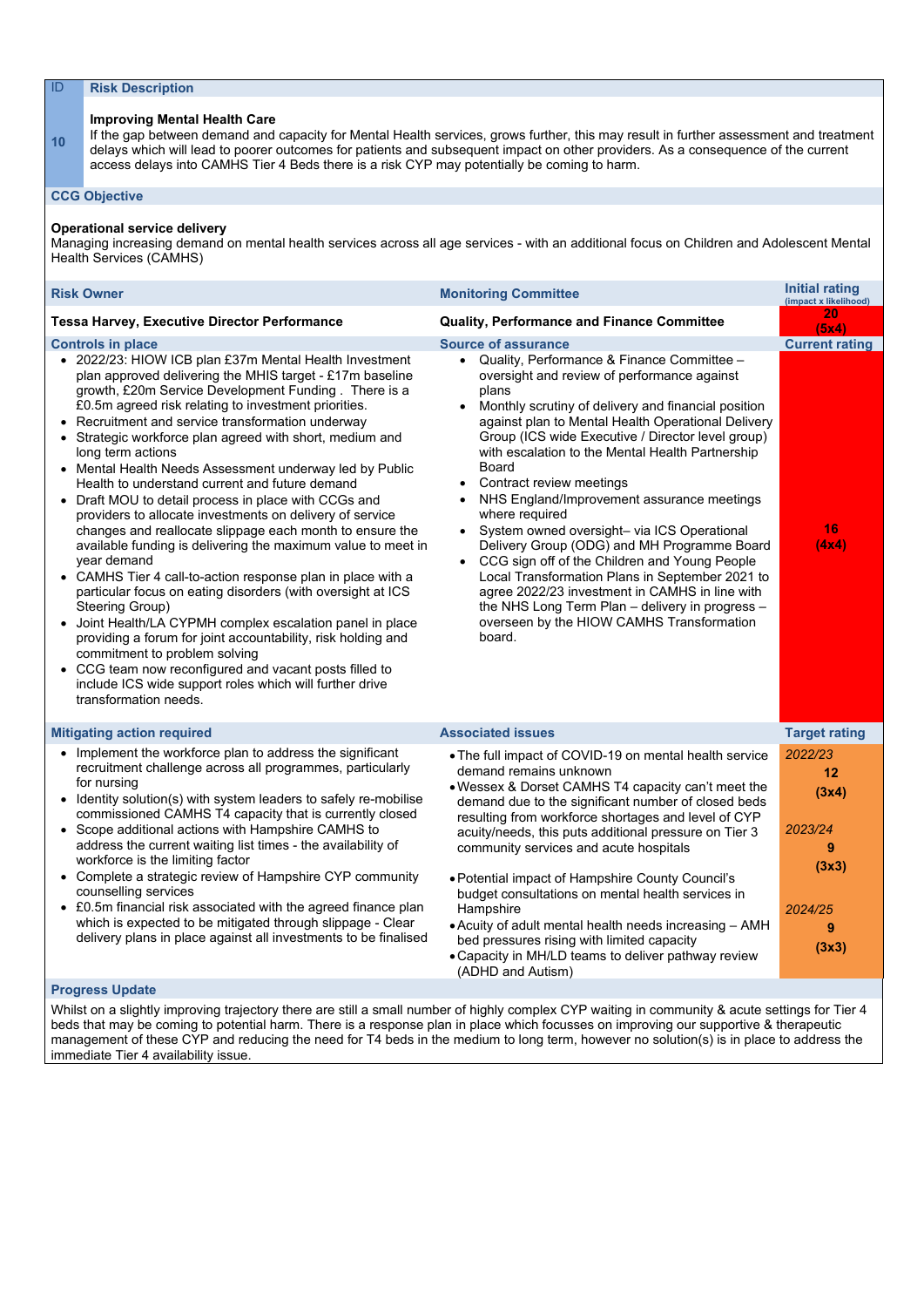| ID | Risk Description |
|---|---|
| 10 | **Improving Mental Health Care**<br>If the gap between demand and capacity for Mental Health services, grows further, this may result in further assessment and treatment delays which will lead to poorer outcomes for patients and subsequent impact on other providers. As a consequence of the current access delays into CAMHS Tier 4 Beds there is a risk CYP may potentially be coming to harm. |

**CCG Objective**

**Operational service delivery**
Managing increasing demand on mental health services across all age services - with an additional focus on Children and Adolescent Mental Health Services (CAMHS)

| Risk Owner | Monitoring Committee | Initial rating (impact x likelihood) |
|---|---|---|
| **Tessa Harvey, Executive Director Performance** | **Quality, Performance and Finance Committee** | **20 (5x4)** |

| Controls in place | Source of assurance | Current rating |
|---|---|---|
| • 2022/23: HIOW ICB plan £37m Mental Health Investment plan approved delivering the MHIS target - £17m baseline growth, £20m Service Development Funding . There is a £0.5m agreed risk relating to investment priorities.<br>• Recruitment and service transformation underway<br>• Strategic workforce plan agreed with short, medium and long term actions<br>• Mental Health Needs Assessment underway led by Public Health to understand current and future demand<br>• Draft MOU to detail process in place with CCGs and providers to allocate investments on delivery of service changes and reallocate slippage each month to ensure the available funding is delivering the maximum value to meet in year demand<br>• CAMHS Tier 4 call-to-action response plan in place with a particular focus on eating disorders (with oversight at ICS Steering Group)<br>• Joint Health/LA CYPMH complex escalation panel in place providing a forum for joint accountability, risk holding and commitment to problem solving<br>• CCG team now reconfigured and vacant posts filled to include ICS wide support roles which will further drive transformation needs. | • Quality, Performance & Finance Committee – oversight and review of performance against plans<br>• Monthly scrutiny of delivery and financial position against plan to Mental Health Operational Delivery Group (ICS wide Executive / Director level group) with escalation to the Mental Health Partnership Board<br>• Contract review meetings<br>• NHS England/Improvement assurance meetings where required<br>• System owned oversight– via ICS Operational Delivery Group (ODG) and MH Programme Board<br>• CCG sign off of the Children and Young People Local Transformation Plans in September 2021 to agree 2022/23 investment in CAMHS in line with the NHS Long Term Plan – delivery in progress – overseen by the HIOW CAMHS Transformation board. | **16 (4x4)** |

| Mitigating action required | Associated issues | Target rating |
|---|---|---|
| • Implement the workforce plan to address the significant recruitment challenge across all programmes, particularly for nursing<br>• Identity solution(s) with system leaders to safely re-mobilise commissioned CAMHS T4 capacity that is currently closed<br>• Scope additional actions with Hampshire CAMHS to address the current waiting list times - the availability of workforce is the limiting factor<br>• Complete a strategic review of Hampshire CYP community counselling services<br>• £0.5m financial risk associated with the agreed finance plan which is expected to be mitigated through slippage - Clear delivery plans in place against all investments to be finalised | • The full impact of COVID-19 on mental health service demand remains unknown<br>• Wessex & Dorset CAMHS T4 capacity can't meet the demand due to the significant number of closed beds resulting from workforce shortages and level of CYP acuity/needs, this puts additional pressure on Tier 3 community services and acute hospitals<br>• Potential impact of Hampshire County Council's budget consultations on mental health services in Hampshire<br>• Acuity of adult mental health needs increasing – AMH bed pressures rising with limited capacity<br>• Capacity in MH/LD teams to deliver pathway review (ADHD and Autism) | *2022/23*<br>**12 (3x4)**<br><br>*2023/24*<br>**9 (3x3)**<br><br>*2024/25*<br>**9 (3x3)** |

**Progress Update**

Whilst on a slightly improving trajectory there are still a small number of highly complex CYP waiting in community & acute settings for Tier 4 beds that may be coming to potential harm. There is a response plan in place which focusses on improving our supportive & therapeutic management of these CYP and reducing the need for T4 beds in the medium to long term, however no solution(s) is in place to address the immediate Tier 4 availability issue.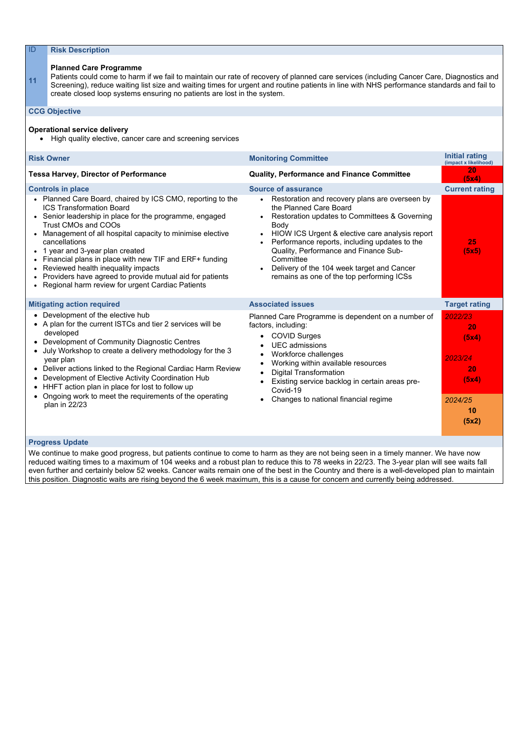| ID | Risk Description | | |
|---|---|---|---|
| 11 | **Planned Care Programme**<br>Patients could come to harm if we fail to maintain our rate of recovery of planned care services (including Cancer Care, Diagnostics and Screening), reduce waiting list size and waiting times for urgent and routine patients in line with NHS performance standards and fail to create closed loop systems ensuring no patients are lost in the system. | | |

**CCG Objective**

**Operational service delivery**

- High quality elective, cancer care and screening services

| Risk Owner | Monitoring Committee | Initial rating (impact x likelihood) |
|---|---|---|
| **Tessa Harvey, Director of Performance** | **Quality, Performance and Finance Committee** | **20 (5x4)** |
| **Controls in place** | **Source of assurance** | **Current rating** |
| • Planned Care Board, chaired by ICS CMO, reporting to the ICS Transformation Board<br>• Senior leadership in place for the programme, engaged Trust CMOs and COOs<br>• Management of all hospital capacity to minimise elective cancellations<br>• 1 year and 3-year plan created<br>• Financial plans in place with new TIF and ERF+ funding<br>• Reviewed health inequality impacts<br>• Providers have agreed to provide mutual aid for patients<br>• Regional harm review for urgent Cardiac Patients | • Restoration and recovery plans are overseen by the Planned Care Board<br>• Restoration updates to Committees & Governing Body<br>• HIOW ICS Urgent & elective care analysis report<br>• Performance reports, including updates to the Quality, Performance and Finance Sub-Committee<br>• Delivery of the 104 week target and Cancer remains as one of the top performing ICSs | **25 (5x5)** |
| **Mitigating action required** | **Associated issues** | **Target rating** |
| • Development of the elective hub<br>• A plan for the current ISTCs and tier 2 services will be developed<br>• Development of Community Diagnostic Centres<br>• July Workshop to create a delivery methodology for the 3 year plan<br>• Deliver actions linked to the Regional Cardiac Harm Review<br>• Development of Elective Activity Coordination Hub<br>• HHFT action plan in place for lost to follow up<br>• Ongoing work to meet the requirements of the operating plan in 22/23 | Planned Care Programme is dependent on a number of factors, including:<br>• COVID Surges<br>• UEC admissions<br>• Workforce challenges<br>• Working within available resources<br>• Digital Transformation<br>• Existing service backlog in certain areas pre-Covid-19<br>• Changes to national financial regime | *2022/23* **20 (5x4)**<br>*2023/24* **20 (5x4)**<br>*2024/25* **10 (5x2)** |

**Progress Update**

We continue to make good progress, but patients continue to come to harm as they are not being seen in a timely manner. We have now reduced waiting times to a maximum of 104 weeks and a robust plan to reduce this to 78 weeks in 22/23. The 3-year plan will see waits fall even further and certainly below 52 weeks. Cancer waits remain one of the best in the Country and there is a well-developed plan to maintain this position. Diagnostic waits are rising beyond the 6 week maximum, this is a cause for concern and currently being addressed.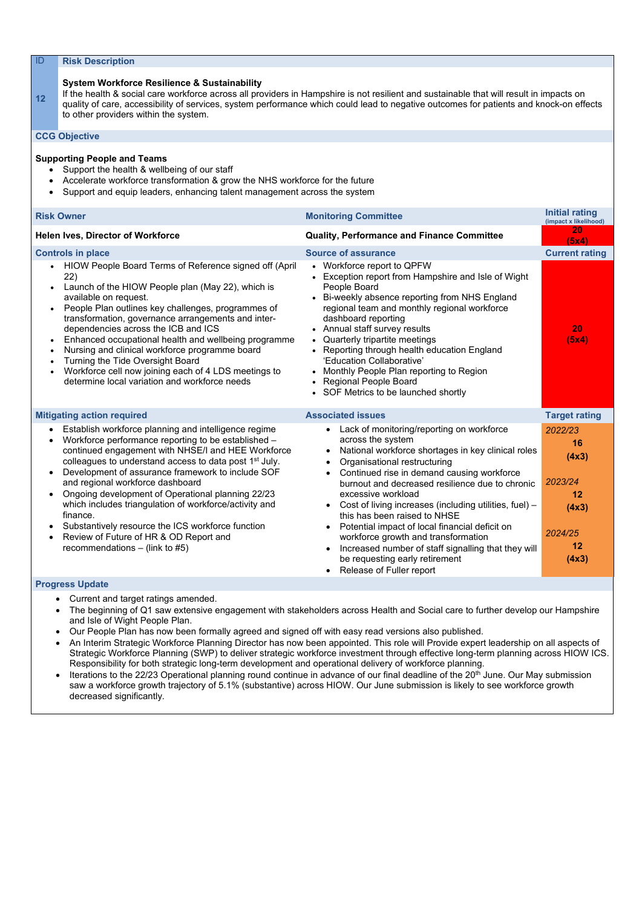| ID | Risk Description |
|---|---|
| 12 | **System Workforce Resilience & Sustainability**<br>If the health & social care workforce across all providers in Hampshire is not resilient and sustainable that will result in impacts on quality of care, accessibility of services, system performance which could lead to negative outcomes for patients and knock-on effects to other providers within the system. |

**CCG Objective**

**Supporting People and Teams**

- Support the health & wellbeing of our staff
- Accelerate workforce transformation & grow the NHS workforce for the future
- Support and equip leaders, enhancing talent management across the system

| Risk Owner | Monitoring Committee | Initial rating (impact x likelihood) |
|---|---|---|
| **Helen Ives, Director of Workforce** | **Quality, Performance and Finance Committee** | **20 (5x4)** |
| **Controls in place** | **Source of assurance** | **Current rating** |
| • HIOW People Board Terms of Reference signed off (April 22)<br>• Launch of the HIOW People plan (May 22), which is available on request.<br>• People Plan outlines key challenges, programmes of transformation, governance arrangements and inter-dependencies across the ICB and ICS<br>• Enhanced occupational health and wellbeing programme<br>• Nursing and clinical workforce programme board<br>• Turning the Tide Oversight Board<br>• Workforce cell now joining each of 4 LDS meetings to determine local variation and workforce needs | • Workforce report to QPFW<br>• Exception report from Hampshire and Isle of Wight People Board<br>• Bi-weekly absence reporting from NHS England regional team and monthly regional workforce dashboard reporting<br>• Annual staff survey results<br>• Quarterly tripartite meetings<br>• Reporting through health education England 'Education Collaborative'<br>• Monthly People Plan reporting to Region<br>• Regional People Board<br>• SOF Metrics to be launched shortly | **20 (5x4)** |
| **Mitigating action required** | **Associated issues** | **Target rating** |
| • Establish workforce planning and intelligence regime<br>• Workforce performance reporting to be established – continued engagement with NHSE/I and HEE Workforce colleagues to understand access to data post 1st July.<br>• Development of assurance framework to include SOF and regional workforce dashboard<br>• Ongoing development of Operational planning 22/23 which includes triangulation of workforce/activity and finance.<br>• Substantively resource the ICS workforce function<br>• Review of Future of HR & OD Report and recommendations – (link to #5) | • Lack of monitoring/reporting on workforce across the system<br>• National workforce shortages in key clinical roles<br>• Organisational restructuring<br>• Continued rise in demand causing workforce burnout and decreased resilience due to chronic excessive workload<br>• Cost of living increases (including utilities, fuel) – this has been raised to NHSE<br>• Potential impact of local financial deficit on workforce growth and transformation<br>• Increased number of staff signalling that they will be requesting early retirement<br>• Release of Fuller report | *2022/23*<br>**16 (4x3)**<br><br>*2023/24*<br>**12 (4x3)**<br><br>*2024/25*<br>**12 (4x3)** |

**Progress Update**

- Current and target ratings amended.
- The beginning of Q1 saw extensive engagement with stakeholders across Health and Social care to further develop our Hampshire and Isle of Wight People Plan.
- Our People Plan has now been formally agreed and signed off with easy read versions also published.
- An Interim Strategic Workforce Planning Director has now been appointed. This role will Provide expert leadership on all aspects of Strategic Workforce Planning (SWP) to deliver strategic workforce investment through effective long-term planning across HIOW ICS. Responsibility for both strategic long-term development and operational delivery of workforce planning.
- Iterations to the 22/23 Operational planning round continue in advance of our final deadline of the 20th June. Our May submission saw a workforce growth trajectory of 5.1% (substantive) across HIOW. Our June submission is likely to see workforce growth decreased significantly.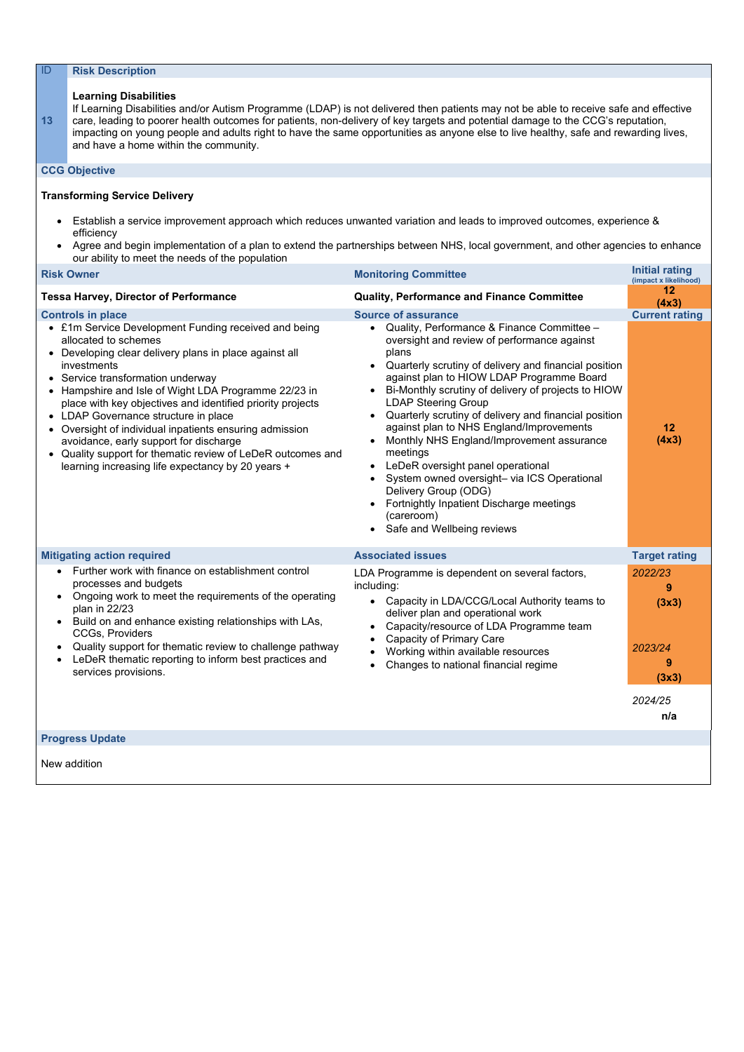| ID | Risk Description |
|---|---|
| 13 | **Learning Disabilities**<br>If Learning Disabilities and/or Autism Programme (LDAP) is not delivered then patients may not be able to receive safe and effective care, leading to poorer health outcomes for patients, non-delivery of key targets and potential damage to the CCG's reputation, impacting on young people and adults right to have the same opportunities as anyone else to live healthy, safe and rewarding lives, and have a home within the community. |

**CCG Objective**

**Transforming Service Delivery**

- Establish a service improvement approach which reduces unwanted variation and leads to improved outcomes, experience & efficiency
- Agree and begin implementation of a plan to extend the partnerships between NHS, local government, and other agencies to enhance our ability to meet the needs of the population

| Risk Owner | Monitoring Committee | Initial rating (impact x likelihood) |
|---|---|---|
| **Tessa Harvey, Director of Performance** | **Quality, Performance and Finance Committee** | **12 (4x3)** |
| **Controls in place** | **Source of assurance** | **Current rating** |
| • £1m Service Development Funding received and being allocated to schemes<br>• Developing clear delivery plans in place against all investments<br>• Service transformation underway<br>• Hampshire and Isle of Wight LDA Programme 22/23 in place with key objectives and identified priority projects<br>• LDAP Governance structure in place<br>• Oversight of individual inpatients ensuring admission avoidance, early support for discharge<br>• Quality support for thematic review of LeDeR outcomes and learning increasing life expectancy by 20 years + | • Quality, Performance & Finance Committee – oversight and review of performance against plans<br>• Quarterly scrutiny of delivery and financial position against plan to HIOW LDAP Programme Board<br>• Bi-Monthly scrutiny of delivery of projects to HIOW LDAP Steering Group<br>• Quarterly scrutiny of delivery and financial position against plan to NHS England/Improvements<br>• Monthly NHS England/Improvement assurance meetings<br>• LeDeR oversight panel operational<br>• System owned oversight– via ICS Operational Delivery Group (ODG)<br>• Fortnightly Inpatient Discharge meetings (careroom)<br>• Safe and Wellbeing reviews | **12 (4x3)** |
| **Mitigating action required** | **Associated issues** | **Target rating** |
| • Further work with finance on establishment control processes and budgets<br>• Ongoing work to meet the requirements of the operating plan in 22/23<br>• Build on and enhance existing relationships with LAs, CCGs, Providers<br>• Quality support for thematic review to challenge pathway<br>• LeDeR thematic reporting to inform best practices and services provisions. | LDA Programme is dependent on several factors, including:<br>• Capacity in LDA/CCG/Local Authority teams to deliver plan and operational work<br>• Capacity/resource of LDA Programme team<br>• Capacity of Primary Care<br>• Working within available resources<br>• Changes to national financial regime | *2022/23* **9 (3x3)**<br>*2023/24* **9 (3x3)**<br>*2024/25* **n/a** |

**Progress Update**

New addition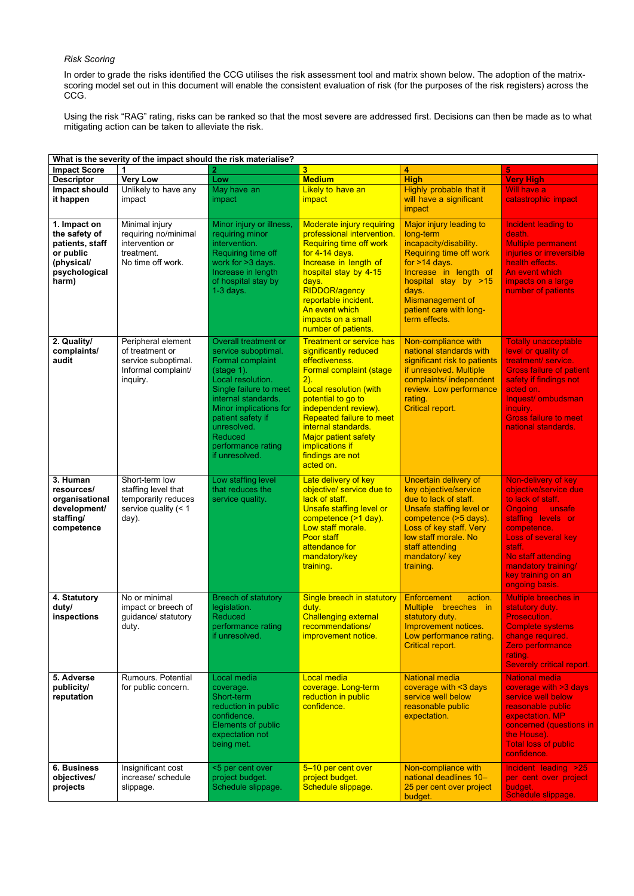*Risk Scoring*

In order to grade the risks identified the CCG utilises the risk assessment tool and matrix shown below. The adoption of the matrix-scoring model set out in this document will enable the consistent evaluation of risk (for the purposes of the risk registers) across the CCG.

Using the risk "RAG" rating, risks can be ranked so that the most severe are addressed first. Decisions can then be made as to what mitigating action can be taken to alleviate the risk.

| What is the severity of the impact should the risk materialise? | | | | | |
|---|---|---|---|---|---|
| **Impact Score** | **1** | **2** | **3** | **4** | **5** |
| **Descriptor** | **Very Low** | **Low** | **Medium** | **High** | **Very High** |
| **Impact should it happen** | Unlikely to have any impact | May have an impact | Likely to have an impact | Highly probable that it will have a significant impact | Will have a catastrophic impact |
| **1. Impact on the safety of patients, staff or public (physical/ psychological harm)** | Minimal injury requiring no/minimal intervention or treatment.<br>No time off work. | Minor injury or illness, requiring minor intervention.<br>Requiring time off work for >3 days.<br>Increase in length of hospital stay by 1-3 days. | Moderate injury requiring professional intervention.<br>Requiring time off work for 4-14 days.<br>Increase in length of hospital stay by 4-15 days.<br>RIDDOR/agency reportable incident.<br>An event which impacts on a small number of patients. | Major injury leading to long-term incapacity/disability.<br>Requiring time off work for >14 days.<br>Increase in length of hospital stay by >15 days.<br>Mismanagement of patient care with long-term effects. | Incident leading to death.<br>Multiple permanent injuries or irreversible health effects.<br>An event which impacts on a large number of patients |
| **2. Quality/ complaints/ audit** | Peripheral element of treatment or service suboptimal.<br>Informal complaint/ inquiry. | Overall treatment or service suboptimal.<br>Formal complaint (stage 1).<br>Local resolution.<br>Single failure to meet internal standards.<br>Minor implications for patient safety if unresolved.<br>Reduced performance rating if unresolved. | Treatment or service has significantly reduced effectiveness.<br>Formal complaint (stage 2).<br>Local resolution (with potential to go to independent review).<br>Repeated failure to meet internal standards.<br>Major patient safety implications if findings are not acted on. | Non-compliance with national standards with significant risk to patients if unresolved. Multiple complaints/ independent review. Low performance rating.<br>Critical report. | Totally unacceptable level or quality of treatment/ service.<br>Gross failure of patient safety if findings not acted on.<br>Inquest/ ombudsman inquiry.<br>Gross failure to meet national standards. |
| **3. Human resources/ organisational development/ staffing/ competence** | Short-term low staffing level that temporarily reduces service quality (< 1 day). | Low staffing level that reduces the service quality. | Late delivery of key objective/ service due to lack of staff.<br>Unsafe staffing level or competence (>1 day).<br>Low staff morale.<br>Poor staff attendance for mandatory/key training. | Uncertain delivery of key objective/service due to lack of staff.<br>Unsafe staffing level or competence (>5 days).<br>Loss of key staff. Very low staff morale. No staff attending mandatory/ key training. | Non-delivery of key objective/service due to lack of staff.<br>Ongoing unsafe staffing levels or competence.<br>Loss of several key staff.<br>No staff attending mandatory training/ key training on an ongoing basis. |
| **4. Statutory duty/ inspections** | No or minimal impact or breech of guidance/ statutory duty. | Breech of statutory legislation.<br>Reduced performance rating if unresolved. | Single breech in statutory duty.<br>Challenging external recommendations/ improvement notice. | Enforcement action.<br>Multiple breeches in statutory duty.<br>Improvement notices.<br>Low performance rating.<br>Critical report. | Multiple breeches in statutory duty.<br>Prosecution.<br>Complete systems change required.<br>Zero performance rating.<br>Severely critical report. |
| **5. Adverse publicity/ reputation** | Rumours. Potential for public concern. | Local media coverage.<br>Short-term reduction in public confidence.<br>Elements of public expectation not being met. | Local media coverage. Long-term reduction in public confidence. | National media coverage with <3 days service well below reasonable public expectation. | National media coverage with >3 days service well below reasonable public expectation. MP concerned (questions in the House).<br>Total loss of public confidence. |
| **6. Business objectives/ projects** | Insignificant cost increase/ schedule slippage. | <5 per cent over project budget.<br>Schedule slippage. | 5–10 per cent over project budget.<br>Schedule slippage. | Non-compliance with national deadlines 10–25 per cent over project budget. | Incident leading >25 per cent over project budget.<br>Schedule slippage. |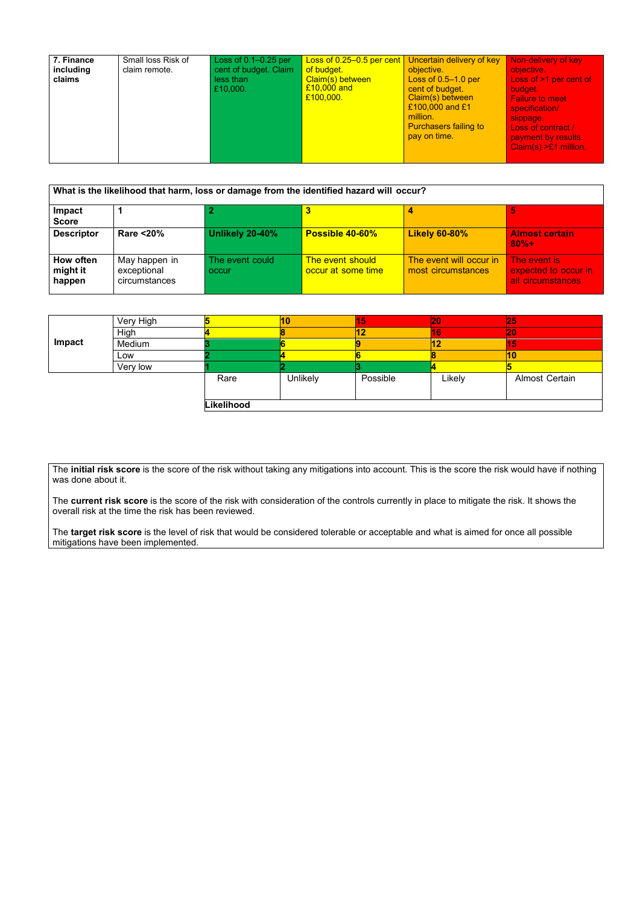| **7. Finance including claims** | Small loss Risk of claim remote. | Loss of 0.1–0.25 per cent of budget. Claim less than £10,000. | Loss of 0.25–0.5 per cent of budget. Claim(s) between £10,000 and £100,000. | Uncertain delivery of key objective. Loss of 0.5–1.0 per cent of budget. Claim(s) between £100,000 and £1 million. Purchasers failing to pay on time. | Non-delivery of key objective. Loss of >1 per cent of budget. Failure to meet specification/ slippage. Loss of contract / payment by results. Claim(s) >£1 million. |
|---|---|---|---|---|---|

| **What is the likelihood that harm, loss or damage from the identified hazard will occur?** | | | | | |
|---|---|---|---|---|---|
| **Impact Score** | **1** | **2** | **3** | **4** | **5** |
| **Descriptor** | **Rare <20%** | **Unlikely 20-40%** | **Possible 40-60%** | **Likely 60-80%** | **Almost certain 80%+** |
| **How often might it happen** | May happen in exceptional circumstances | The event could occur | The event should occur at some time | The event will occur in most circumstances | The event is expected to occur in all circumstances |

| **Impact** | | | | | | |
|---|---|---|---|---|---|---|
| | Very High | **5** | **10** | **15** | **20** | **25** |
| | High | **4** | **8** | **12** | **16** | **20** |
| | Medium | **3** | **6** | **9** | **12** | **15** |
| | Low | **2** | **4** | **6** | **8** | **10** |
| | Very low | **1** | **2** | **3** | **4** | **5** |
| | | Rare | Unlikely | Possible | Likely | Almost Certain |
| | | **Likelihood** | | | | |

The **initial risk score** is the score of the risk without taking any mitigations into account. This is the score the risk would have if nothing was done about it.

The **current risk score** is the score of the risk with consideration of the controls currently in place to mitigate the risk. It shows the overall risk at the time the risk has been reviewed.

The **target risk score** is the level of risk that would be considered tolerable or acceptable and what is aimed for once all possible mitigations have been implemented.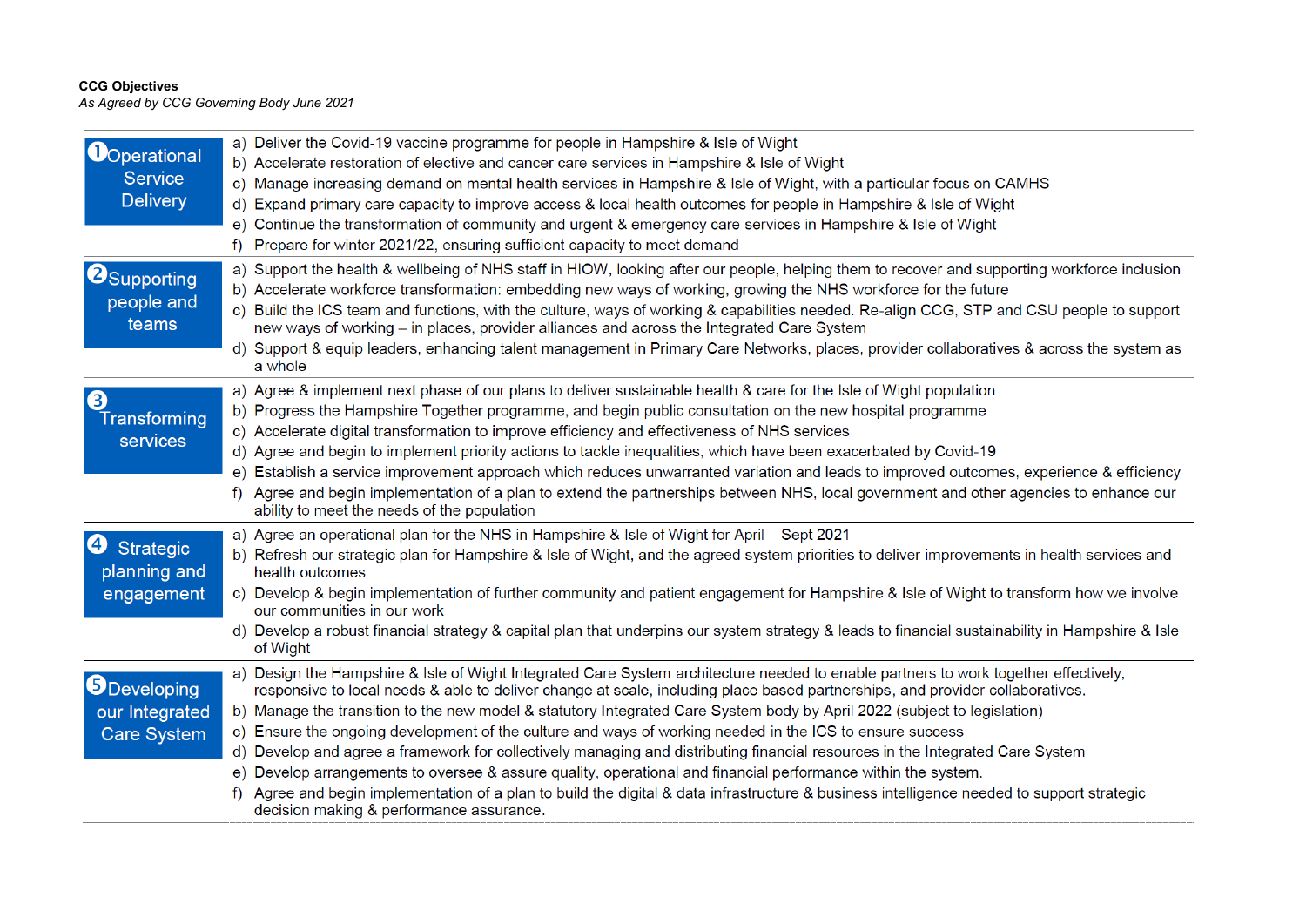**CCG Objectives**

*As Agreed by CCG Governing Body June 2021*

| | |
|---|---|
| **1 Operational Service Delivery** | a) Deliver the Covid-19 vaccine programme for people in Hampshire & Isle of Wight<br>b) Accelerate restoration of elective and cancer care services in Hampshire & Isle of Wight<br>c) Manage increasing demand on mental health services in Hampshire & Isle of Wight, with a particular focus on CAMHS<br>d) Expand primary care capacity to improve access & local health outcomes for people in Hampshire & Isle of Wight<br>e) Continue the transformation of community and urgent & emergency care services in Hampshire & Isle of Wight<br>f) Prepare for winter 2021/22, ensuring sufficient capacity to meet demand |
| **2 Supporting people and teams** | a) Support the health & wellbeing of NHS staff in HIOW, looking after our people, helping them to recover and supporting workforce inclusion<br>b) Accelerate workforce transformation: embedding new ways of working, growing the NHS workforce for the future<br>c) Build the ICS team and functions, with the culture, ways of working & capabilities needed. Re-align CCG, STP and CSU people to support new ways of working – in places, provider alliances and across the Integrated Care System<br>d) Support & equip leaders, enhancing talent management in Primary Care Networks, places, provider collaboratives & across the system as a whole |
| **3 Transforming services** | a) Agree & implement next phase of our plans to deliver sustainable health & care for the Isle of Wight population<br>b) Progress the Hampshire Together programme, and begin public consultation on the new hospital programme<br>c) Accelerate digital transformation to improve efficiency and effectiveness of NHS services<br>d) Agree and begin to implement priority actions to tackle inequalities, which have been exacerbated by Covid-19<br>e) Establish a service improvement approach which reduces unwarranted variation and leads to improved outcomes, experience & efficiency<br>f) Agree and begin implementation of a plan to extend the partnerships between NHS, local government and other agencies to enhance our ability to meet the needs of the population |
| **4 Strategic planning and engagement** | a) Agree an operational plan for the NHS in Hampshire & Isle of Wight for April – Sept 2021<br>b) Refresh our strategic plan for Hampshire & Isle of Wight, and the agreed system priorities to deliver improvements in health services and health outcomes<br>c) Develop & begin implementation of further community and patient engagement for Hampshire & Isle of Wight to transform how we involve our communities in our work<br>d) Develop a robust financial strategy & capital plan that underpins our system strategy & leads to financial sustainability in Hampshire & Isle of Wight |
| **5 Developing our Integrated Care System** | a) Design the Hampshire & Isle of Wight Integrated Care System architecture needed to enable partners to work together effectively, responsive to local needs & able to deliver change at scale, including place based partnerships, and provider collaboratives.<br>b) Manage the transition to the new model & statutory Integrated Care System body by April 2022 (subject to legislation)<br>c) Ensure the ongoing development of the culture and ways of working needed in the ICS to ensure success<br>d) Develop and agree a framework for collectively managing and distributing financial resources in the Integrated Care System<br>e) Develop arrangements to oversee & assure quality, operational and financial performance within the system.<br>f) Agree and begin implementation of a plan to build the digital & data infrastructure & business intelligence needed to support strategic decision making & performance assurance. |